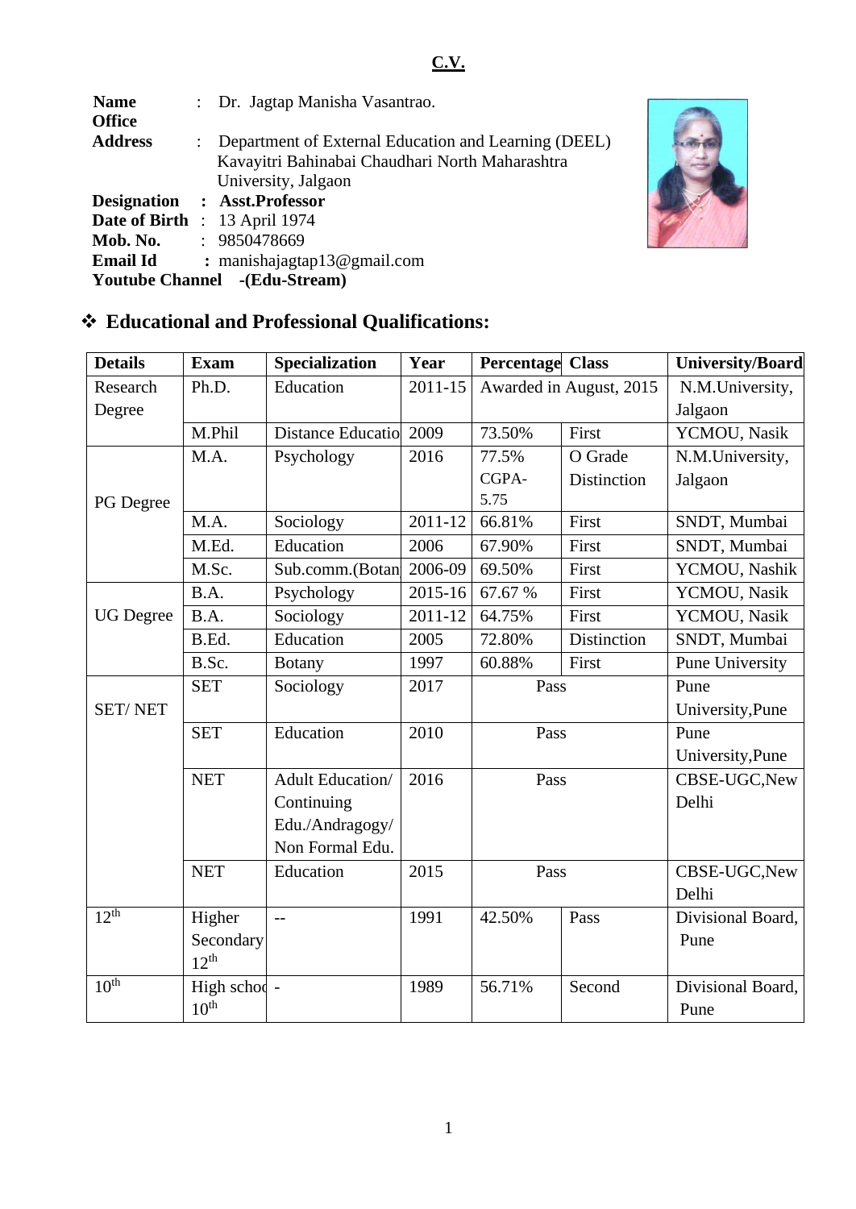# C.V.

**Name** : Dr. Jagtap Manisha Vasantrao.

**Office Address** : Department of External Education and Learning (DEEL) Kavayitri Bahinabai Chaudhari North Maharashtra University, Jalgaon

**Designation : Asst.Professor**

**Date of Birth** : 13 April 1974

**Mob. No.** : 9850478669

**Email Id** : manishajagtap13@gmail.com

**Youtube Channel -(Edu-Stream)**

## ❖ Educational and Professional Qualifications:

| Details | Exam | Specialization | Year | Percentage | Class | University/Board |
|---|---|---|---|---|---|---|
| Research Degree | Ph.D. | Education | 2011-15 | Awarded in August, 2015 | | N.M.University, Jalgaon |
| | M.Phil | Distance Educatio | 2009 | 73.50% | First | YCMOU, Nasik |
| PG Degree | M.A. | Psychology | 2016 | 77.5% CGPA-5.75 | O Grade Distinction | N.M.University, Jalgaon |
| | M.A. | Sociology | 2011-12 | 66.81% | First | SNDT, Mumbai |
| | M.Ed. | Education | 2006 | 67.90% | First | SNDT, Mumbai |
| | M.Sc. | Sub.comm.(Botan | 2006-09 | 69.50% | First | YCMOU, Nashik |
| UG Degree | B.A. | Psychology | 2015-16 | 67.67 % | First | YCMOU, Nasik |
| | B.A. | Sociology | 2011-12 | 64.75% | First | YCMOU, Nasik |
| | B.Ed. | Education | 2005 | 72.80% | Distinction | SNDT, Mumbai |
| | B.Sc. | Botany | 1997 | 60.88% | First | Pune University |
| SET/ NET | SET | Sociology | 2017 | Pass | | Pune University,Pune |
| | SET | Education | 2010 | Pass | | Pune University,Pune |
| | NET | Adult Education/ Continuing Edu./Andragogy/ Non Formal Edu. | 2016 | Pass | | CBSE-UGC,New Delhi |
| | NET | Education | 2015 | Pass | | CBSE-UGC,New Delhi |
| 12th | Higher Secondary 12th | -- | 1991 | 42.50% | Pass | Divisional Board, Pune |
| 10th | High schoo 10th | - | 1989 | 56.71% | Second | Divisional Board, Pune |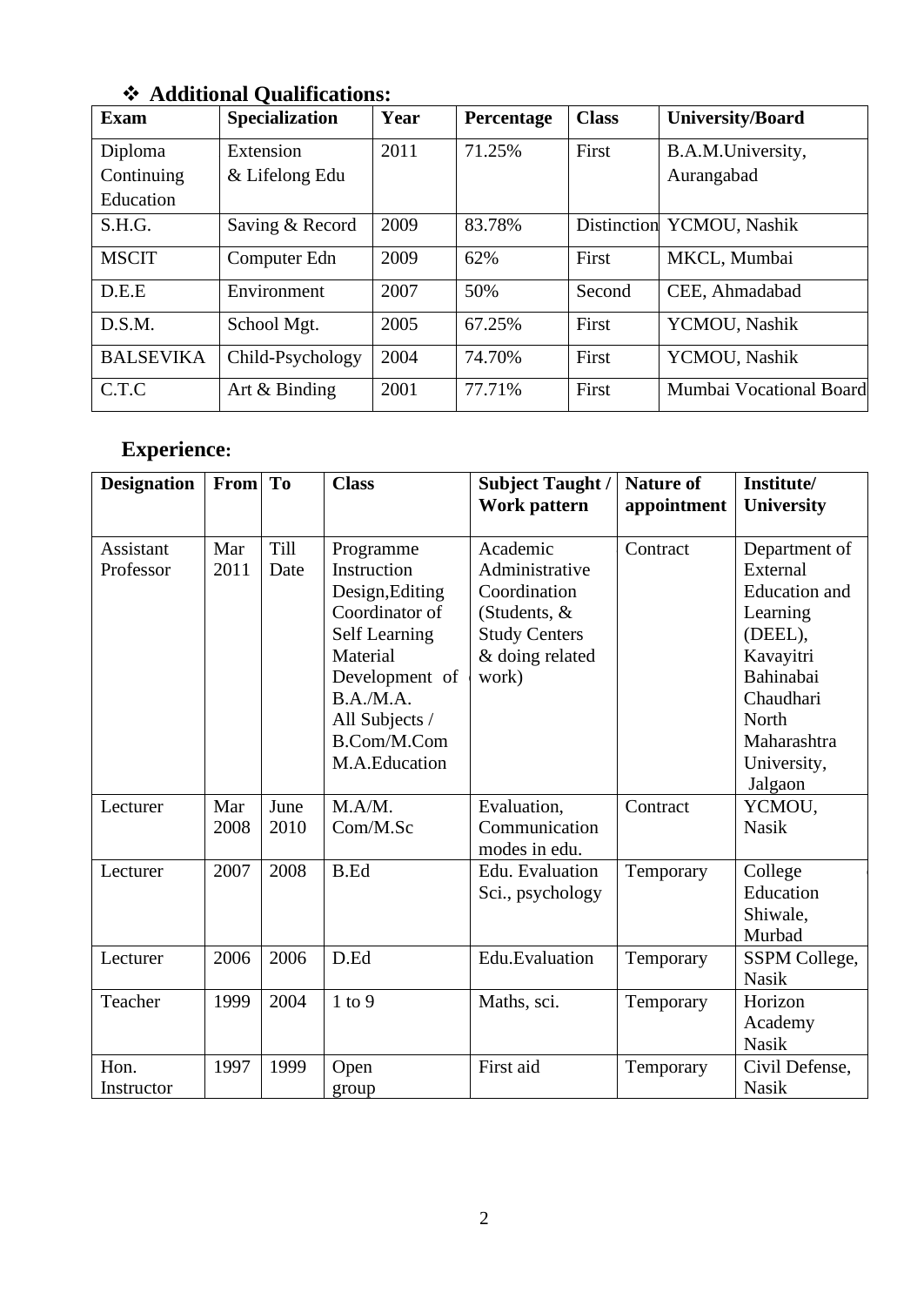## ❖ Additional Qualifications:

| Exam | Specialization | Year | Percentage | Class | University/Board |
|---|---|---|---|---|---|
| Diploma Continuing Education | Extension & Lifelong Edu | 2011 | 71.25% | First | B.A.M.University, Aurangabad |
| S.H.G. | Saving & Record | 2009 | 83.78% | Distinction | YCMOU, Nashik |
| MSCIT | Computer Edn | 2009 | 62% | First | MKCL, Mumbai |
| D.E.E | Environment | 2007 | 50% | Second | CEE, Ahmadabad |
| D.S.M. | School Mgt. | 2005 | 67.25% | First | YCMOU, Nashik |
| BALSEVIKA | Child-Psychology | 2004 | 74.70% | First | YCMOU, Nashik |
| C.T.C | Art & Binding | 2001 | 77.71% | First | Mumbai Vocational Board |

## Experience:

| Designation | From | To | Class | Subject Taught / Work pattern | Nature of appointment | Institute/ University |
|---|---|---|---|---|---|---|
| Assistant Professor | Mar 2011 | Till Date | Programme Instruction Design,Editing Coordinator of Self Learning Material Development of B.A./M.A. All Subjects / B.Com/M.Com M.A.Education | Academic Administrative Coordination (Students, & Study Centers & doing related work) | Contract | Department of External Education and Learning (DEEL), Kavayitri Bahinabai Chaudhari North Maharashtra University, Jalgaon |
| Lecturer | Mar 2008 | June 2010 | M.A/M. Com/M.Sc | Evaluation, Communication modes in edu. | Contract | YCMOU, Nasik |
| Lecturer | 2007 | 2008 | B.Ed | Edu. Evaluation Sci., psychology | Temporary | College Education Shiwale, Murbad |
| Lecturer | 2006 | 2006 | D.Ed | Edu.Evaluation | Temporary | SSPM College, Nasik |
| Teacher | 1999 | 2004 | 1 to 9 | Maths, sci. | Temporary | Horizon Academy Nasik |
| Hon. Instructor | 1997 | 1999 | Open group | First aid | Temporary | Civil Defense, Nasik |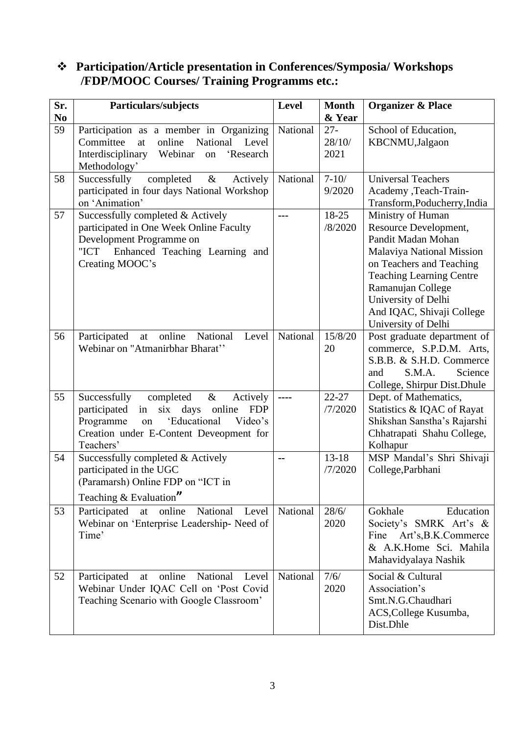❖ **Participation/Article presentation in Conferences/Symposia/ Workshops /FDP/MOOC Courses/ Training Programms etc.:**

| Sr. No | Particulars/subjects | Level | Month & Year | Organizer & Place |
|---|---|---|---|---|
| 59 | Participation as a member in Organizing Committee at online National Level Interdisciplinary Webinar on 'Research Methodology' | National | 27-28/10/ 2021 | School of Education, KBCNMU,Jalgaon |
| 58 | Successfully completed & Actively participated in four days National Workshop on 'Animation' | National | 7-10/ 9/2020 | Universal Teachers Academy ,Teach-Train-Transform,Poducherry,India |
| 57 | Successfully completed & Actively participated in One Week Online Faculty Development Programme on "ICT Enhanced Teaching Learning and Creating MOOC's | --- | 18-25 /8/2020 | Ministry of Human Resource Development, Pandit Madan Mohan Malaviya National Mission on Teachers and Teaching Teaching Learning Centre Ramanujan College University of Delhi And IQAC, Shivaji College University of Delhi |
| 56 | Participated at online National Level Webinar on "Atmanirbhar Bharat'' | National | 15/8/20 20 | Post graduate department of commerce, S.P.D.M. Arts, S.B.B. & S.H.D. Commerce and S.M.A. Science College, Shirpur Dist.Dhule |
| 55 | Successfully completed & Actively participated in six days online FDP Programme on 'Educational Video's Creation under E-Content Deveopment for Teachers' | ---- | 22-27 /7/2020 | Dept. of Mathematics, Statistics & IQAC of Rayat Shikshan Sanstha's Rajarshi Chhatrapati Shahu College, Kolhapur |
| 54 | Successfully completed & Actively participated in the UGC (Paramarsh) Online FDP on "ICT in Teaching & Evaluation" | -- | 13-18 /7/2020 | MSP Mandal's Shri Shivaji College,Parbhani |
| 53 | Participated at online National Level Webinar on 'Enterprise Leadership- Need of Time' | National | 28/6/ 2020 | Gokhale Education Society's SMRK Art's & Fine Art's,B.K.Commerce & A.K.Home Sci. Mahila Mahavidyalaya Nashik |
| 52 | Participated at online National Level Webinar Under IQAC Cell on 'Post Covid Teaching Scenario with Google Classroom' | National | 7/6/ 2020 | Social & Cultural Association's Smt.N.G.Chaudhari ACS,College Kusumba, Dist.Dhle |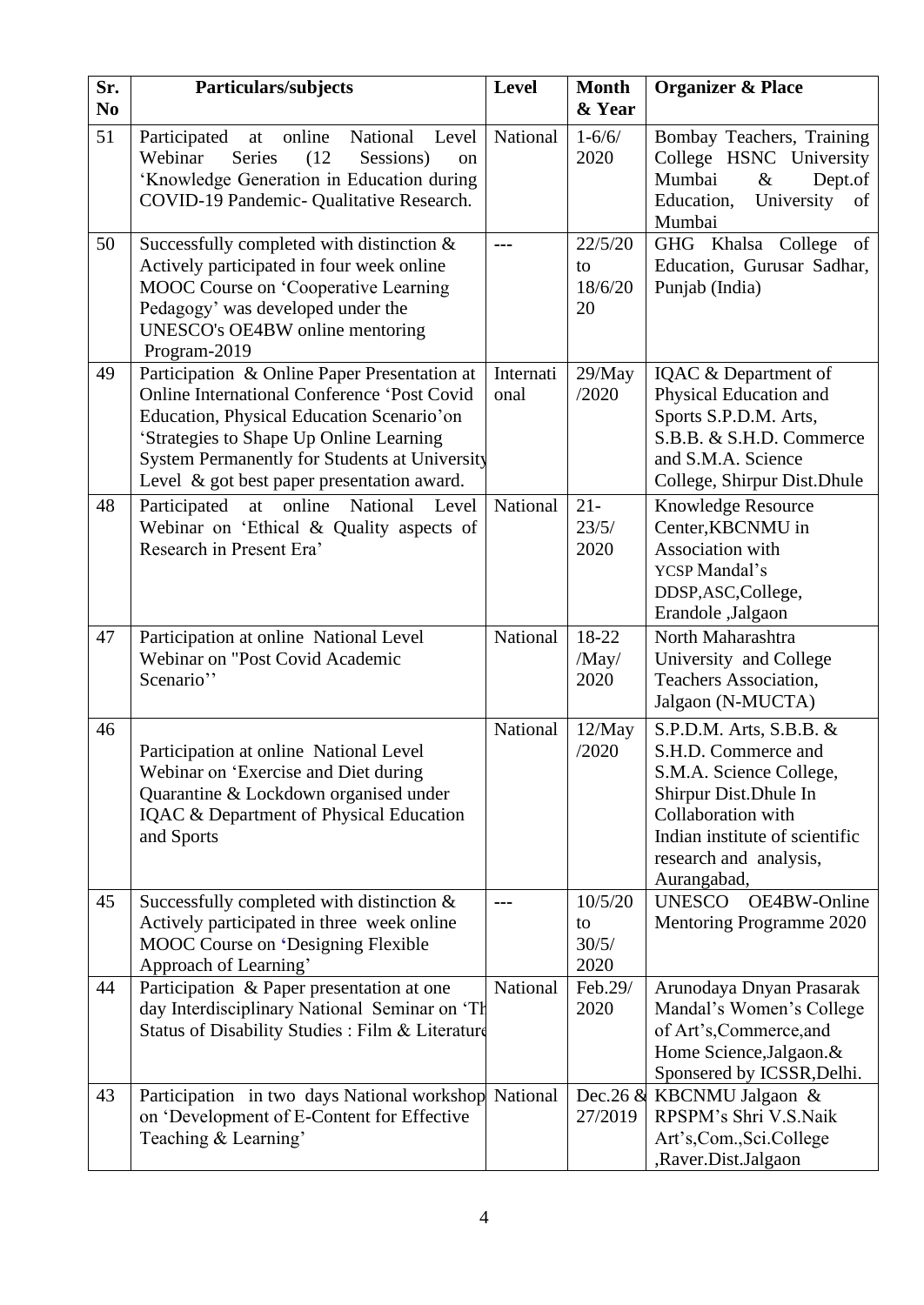| Sr. No | Particulars/subjects | Level | Month & Year | Organizer & Place |
|---|---|---|---|---|
| 51 | Participated at online National Level Webinar Series (12 Sessions) on 'Knowledge Generation in Education during COVID-19 Pandemic- Qualitative Research. | National | 1-6/6/ 2020 | Bombay Teachers, Training College HSNC University Mumbai & Dept.of Education, University of Mumbai |
| 50 | Successfully completed with distinction & Actively participated in four week online MOOC Course on 'Cooperative Learning Pedagogy' was developed under the UNESCO's OE4BW online mentoring Program-2019 | --- | 22/5/20 to 18/6/20 20 | GHG Khalsa College of Education, Gurusar Sadhar, Punjab (India) |
| 49 | Participation & Online Paper Presentation at Online International Conference 'Post Covid Education, Physical Education Scenario'on 'Strategies to Shape Up Online Learning System Permanently for Students at University Level & got best paper presentation award. | International | 29/May /2020 | IQAC & Department of Physical Education and Sports S.P.D.M. Arts, S.B.B. & S.H.D. Commerce and S.M.A. Science College, Shirpur Dist.Dhule |
| 48 | Participated at online National Level Webinar on 'Ethical & Quality aspects of Research in Present Era' | National | 21- 23/5/ 2020 | Knowledge Resource Center,KBCNMU in Association with YCSP Mandal's DDSP,ASC,College, Erandole ,Jalgaon |
| 47 | Participation at online National Level Webinar on "Post Covid Academic Scenario'' | National | 18-22 /May/ 2020 | North Maharashtra University and College Teachers Association, Jalgaon (N-MUCTA) |
| 46 | Participation at online National Level Webinar on 'Exercise and Diet during Quarantine & Lockdown organised under IQAC & Department of Physical Education and Sports | National | 12/May /2020 | S.P.D.M. Arts, S.B.B. & S.H.D. Commerce and S.M.A. Science College, Shirpur Dist.Dhule In Collaboration with Indian institute of scientific research and analysis, Aurangabad, |
| 45 | Successfully completed with distinction & Actively participated in three week online MOOC Course on 'Designing Flexible Approach of Learning' | --- | 10/5/20 to 30/5/ 2020 | UNESCO OE4BW-Online Mentoring Programme 2020 |
| 44 | Participation & Paper presentation at one day Interdisciplinary National Seminar on 'Th Status of Disability Studies : Film & Literature | National | Feb.29/ 2020 | Arunodaya Dnyan Prasarak Mandal's Women's College of Art's,Commerce,and Home Science,Jalgaon.& Sponsered by ICSSR,Delhi. |
| 43 | Participation in two days National workshop on 'Development of E-Content for Effective Teaching & Learning' | National | Dec.26 & 27/2019 | KBCNMU Jalgaon & RPSPM's Shri V.S.Naik Art's,Com.,Sci.College ,Raver.Dist.Jalgaon |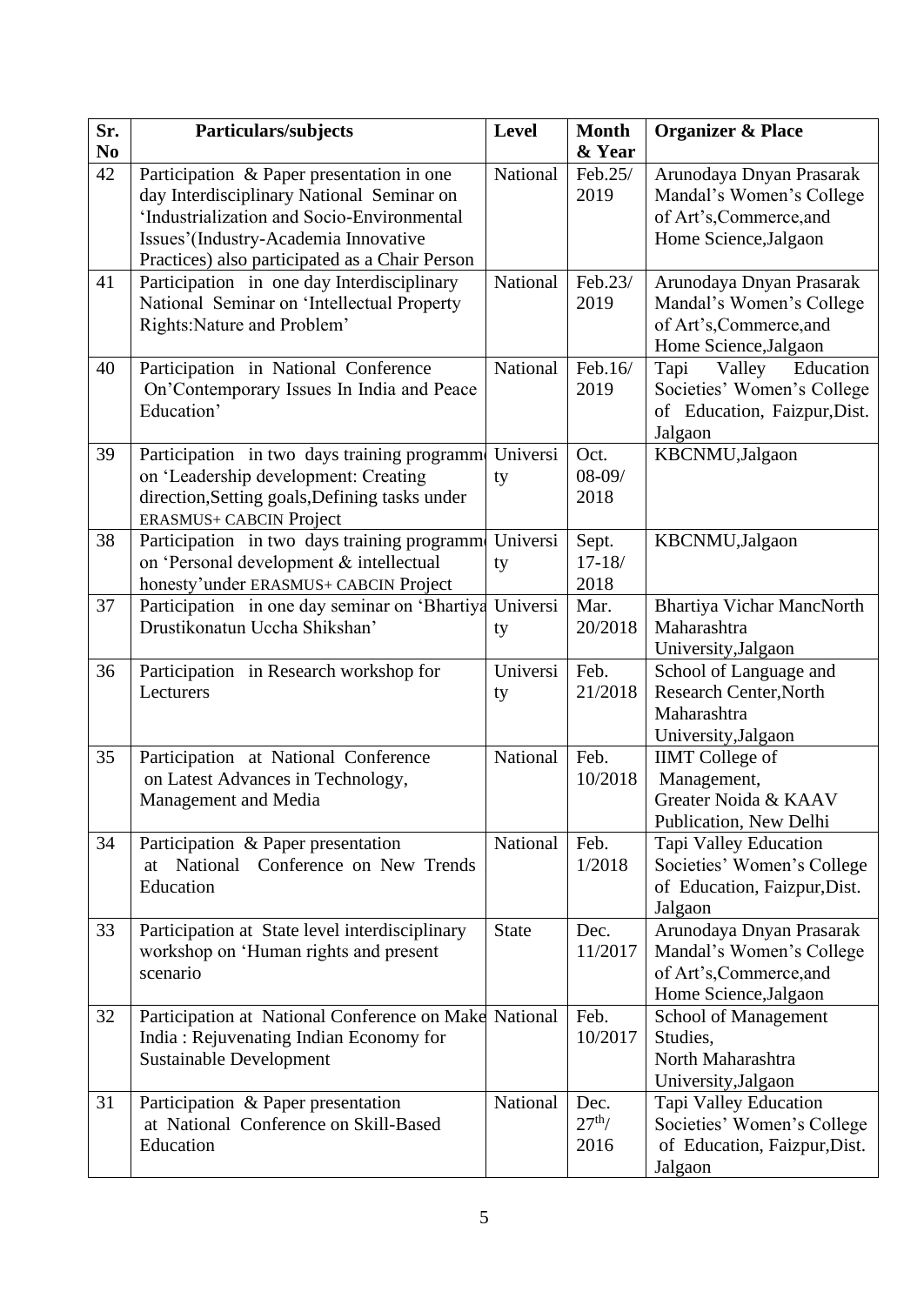| Sr. No | Particulars/subjects | Level | Month & Year | Organizer & Place |
|---|---|---|---|---|
| 42 | Participation & Paper presentation in one day Interdisciplinary National Seminar on 'Industrialization and Socio-Environmental Issues'(Industry-Academia Innovative Practices) also participated as a Chair Person | National | Feb.25/ 2019 | Arunodaya Dnyan Prasarak Mandal's Women's College of Art's,Commerce,and Home Science,Jalgaon |
| 41 | Participation in one day Interdisciplinary National Seminar on 'Intellectual Property Rights:Nature and Problem' | National | Feb.23/ 2019 | Arunodaya Dnyan Prasarak Mandal's Women's College of Art's,Commerce,and Home Science,Jalgaon |
| 40 | Participation in National Conference On'Contemporary Issues In India and Peace Education' | National | Feb.16/ 2019 | Tapi Valley Education Societies' Women's College of Education, Faizpur,Dist. Jalgaon |
| 39 | Participation in two days training programme on 'Leadership development: Creating direction,Setting goals,Defining tasks under ERASMUS+ CABCIN Project | University | Oct. 08-09/ 2018 | KBCNMU,Jalgaon |
| 38 | Participation in two days training programme on 'Personal development & intellectual honesty'under ERASMUS+ CABCIN Project | University | Sept. 17-18/ 2018 | KBCNMU,Jalgaon |
| 37 | Participation in one day seminar on 'Bhartiya Drustikonatun Uccha Shikshan' | University | Mar. 20/2018 | Bhartiya Vichar MancNorth Maharashtra University,Jalgaon |
| 36 | Participation in Research workshop for Lecturers | University | Feb. 21/2018 | School of Language and Research Center,North Maharashtra University,Jalgaon |
| 35 | Participation at National Conference on Latest Advances in Technology, Management and Media | National | Feb. 10/2018 | IIMT College of Management, Greater Noida & KAAV Publication, New Delhi |
| 34 | Participation & Paper presentation at National Conference on New Trends Education | National | Feb. 1/2018 | Tapi Valley Education Societies' Women's College of Education, Faizpur,Dist. Jalgaon |
| 33 | Participation at State level interdisciplinary workshop on 'Human rights and present scenario | State | Dec. 11/2017 | Arunodaya Dnyan Prasarak Mandal's Women's College of Art's,Commerce,and Home Science,Jalgaon |
| 32 | Participation at National Conference on Make India : Rejuvenating Indian Economy for Sustainable Development | National | Feb. 10/2017 | School of Management Studies, North Maharashtra University,Jalgaon |
| 31 | Participation & Paper presentation at National Conference on Skill-Based Education | National | Dec. 27th/ 2016 | Tapi Valley Education Societies' Women's College of Education, Faizpur,Dist. Jalgaon |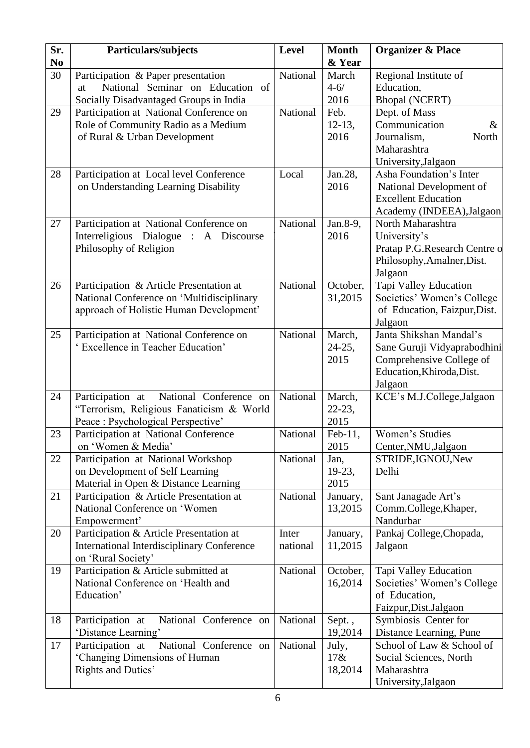| Sr. No | Particulars/subjects | Level | Month & Year | Organizer & Place |
|---|---|---|---|---|
| 30 | Participation & Paper presentation at National Seminar on Education of Socially Disadvantaged Groups in India | National | March 4-6/ 2016 | Regional Institute of Education, Bhopal (NCERT) |
| 29 | Participation at National Conference on Role of Community Radio as a Medium of Rural & Urban Development | National | Feb. 12-13, 2016 | Dept. of Mass Communication & Journalism, North Maharashtra University,Jalgaon |
| 28 | Participation at Local level Conference on Understanding Learning Disability | Local | Jan.28, 2016 | Asha Foundation's Inter National Development of Excellent Education Academy (INDEEA),Jalgaon |
| 27 | Participation at National Conference on Interreligious Dialogue : A Discourse Philosophy of Religion | National | Jan.8-9, 2016 | North Maharashtra University's Pratap P.G.Research Centre o Philosophy,Amalner,Dist. Jalgaon |
| 26 | Participation & Article Presentation at National Conference on 'Multidisciplinary approach of Holistic Human Development' | National | October, 31,2015 | Tapi Valley Education Societies' Women's College of Education, Faizpur,Dist. Jalgaon |
| 25 | Participation at National Conference on ' Excellence in Teacher Education' | National | March, 24-25, 2015 | Janta Shikshan Mandal's Sane Guruji Vidyaprabodhini Comprehensive College of Education,Khiroda,Dist. Jalgaon |
| 24 | Participation at National Conference on "Terrorism, Religious Fanaticism & World Peace : Psychological Perspective' | National | March, 22-23, 2015 | KCE's M.J.College,Jalgaon |
| 23 | Participation at National Conference on 'Women & Media' | National | Feb-11, 2015 | Women's Studies Center,NMU,Jalgaon |
| 22 | Participation at National Workshop on Development of Self Learning Material in Open & Distance Learning | National | Jan, 19-23, 2015 | STRIDE,IGNOU,New Delhi |
| 21 | Participation & Article Presentation at National Conference on 'Women Empowerment' | National | January, 13,2015 | Sant Janagade Art's Comm.College,Khaper, Nandurbar |
| 20 | Participation & Article Presentation at International Interdisciplinary Conference on 'Rural Society' | Inter national | January, 11,2015 | Pankaj College,Chopada, Jalgaon |
| 19 | Participation & Article submitted at National Conference on 'Health and Education' | National | October, 16,2014 | Tapi Valley Education Societies' Women's College of Education, Faizpur,Dist.Jalgaon |
| 18 | Participation at National Conference on 'Distance Learning' | National | Sept. , 19,2014 | Symbiosis Center for Distance Learning, Pune |
| 17 | Participation at National Conference on 'Changing Dimensions of Human Rights and Duties' | National | July, 17& 18,2014 | School of Law & School of Social Sciences, North Maharashtra University,Jalgaon |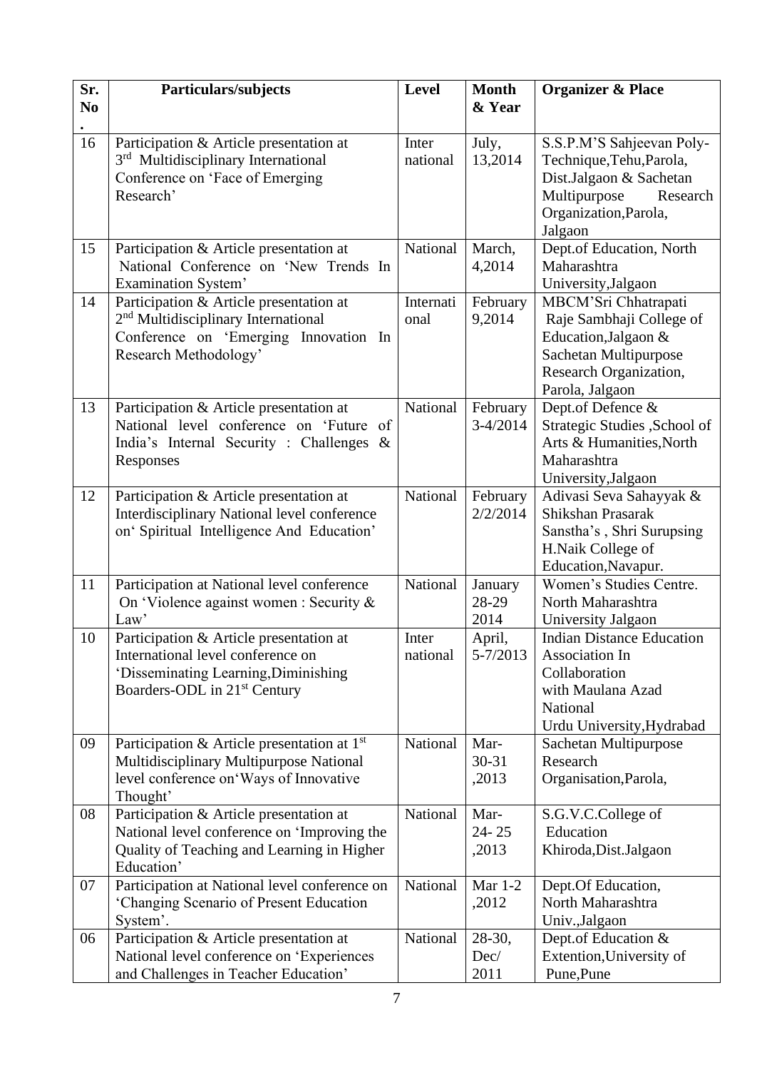| Sr. No. | Particulars/subjects | Level | Month & Year | Organizer & Place |
|---|---|---|---|---|
| 16 | Participation & Article presentation at 3rd Multidisciplinary International Conference on 'Face of Emerging Research' | Inter national | July, 13,2014 | S.S.P.M'S Sahjeevan Poly-Technique,Tehu,Parola, Dist.Jalgaon & Sachetan Multipurpose Research Organization,Parola, Jalgaon |
| 15 | Participation & Article presentation at National Conference on 'New Trends In Examination System' | National | March, 4,2014 | Dept.of Education, North Maharashtra University,Jalgaon |
| 14 | Participation & Article presentation at 2nd Multidisciplinary International Conference on 'Emerging Innovation In Research Methodology' | International | February 9,2014 | MBCM'Sri Chhatrapati Raje Sambhaji College of Education,Jalgaon & Sachetan Multipurpose Research Organization, Parola, Jalgaon |
| 13 | Participation & Article presentation at National level conference on 'Future of India's Internal Security : Challenges & Responses | National | February 3-4/2014 | Dept.of Defence & Strategic Studies ,School of Arts & Humanities,North Maharashtra University,Jalgaon |
| 12 | Participation & Article presentation at Interdisciplinary National level conference on' Spiritual Intelligence And Education' | National | February 2/2/2014 | Adivasi Seva Sahayyak & Shikshan Prasarak Sanstha's , Shri Surupsing H.Naik College of Education,Navapur. |
| 11 | Participation at National level conference On 'Violence against women : Security & Law' | National | January 28-29 2014 | Women's Studies Centre. North Maharashtra University Jalgaon |
| 10 | Participation & Article presentation at International level conference on 'Disseminating Learning,Diminishing Boarders-ODL in 21st Century | Inter national | April, 5-7/2013 | Indian Distance Education Association In Collaboration with Maulana Azad National Urdu University,Hydrabad |
| 09 | Participation & Article presentation at 1st Multidisciplinary Multipurpose National level conference on'Ways of Innovative Thought' | National | Mar- 30-31 ,2013 | Sachetan Multipurpose Research Organisation,Parola, |
| 08 | Participation & Article presentation at National level conference on 'Improving the Quality of Teaching and Learning in Higher Education' | National | Mar- 24- 25 ,2013 | S.G.V.C.College of Education Khiroda,Dist.Jalgaon |
| 07 | Participation at National level conference on 'Changing Scenario of Present Education System'. | National | Mar 1-2 ,2012 | Dept.Of Education, North Maharashtra Univ.,Jalgaon |
| 06 | Participation & Article presentation at National level conference on 'Experiences and Challenges in Teacher Education' | National | 28-30, Dec/ 2011 | Dept.of Education & Extention,University of Pune,Pune |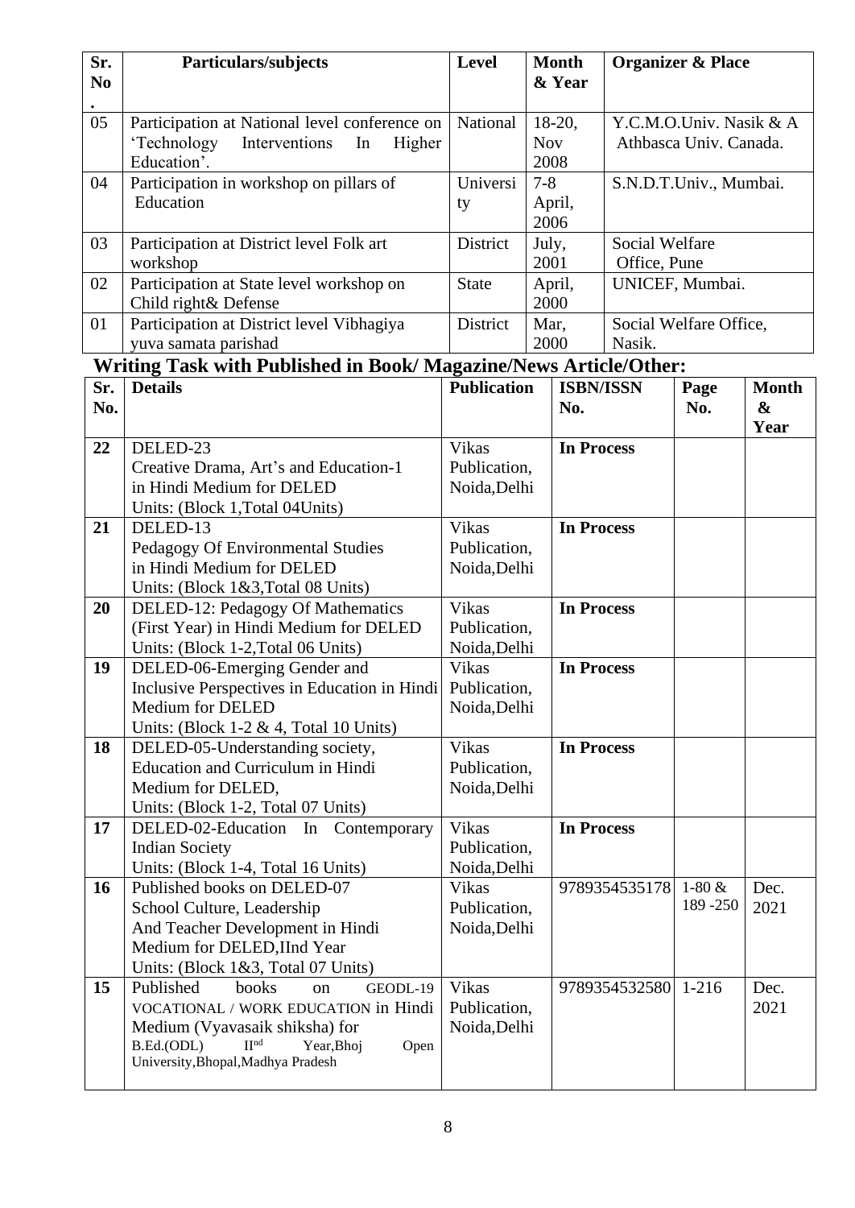| Sr. No. | Particulars/subjects | Level | Month & Year | Organizer & Place |
|---|---|---|---|---|
| 05 | Participation at National level conference on 'Technology Interventions In Higher Education'. | National | 18-20, Nov 2008 | Y.C.M.O.Univ. Nasik & A Athbasca Univ. Canada. |
| 04 | Participation in workshop on pillars of Education | University | 7-8 April, 2006 | S.N.D.T.Univ., Mumbai. |
| 03 | Participation at District level Folk art workshop | District | July, 2001 | Social Welfare Office, Pune |
| 02 | Participation at State level workshop on Child right& Defense | State | April, 2000 | UNICEF, Mumbai. |
| 01 | Participation at District level Vibhagiya yuva samata parishad | District | Mar, 2000 | Social Welfare Office, Nasik. |

## Writing Task with Published in Book/ Magazine/News Article/Other:

| Sr. No. | Details | Publication | ISBN/ISSN No. | Page No. | Month & Year |
|---|---|---|---|---|---|
| **22** | DELED-23<br>Creative Drama, Art's and Education-1 in Hindi Medium for DELED<br>Units: (Block 1,Total 04Units) | Vikas Publication, Noida,Delhi | **In Process** | | |
| **21** | DELED-13<br>Pedagogy Of Environmental Studies in Hindi Medium for DELED<br>Units: (Block 1&3,Total 08 Units) | Vikas Publication, Noida,Delhi | **In Process** | | |
| **20** | DELED-12: Pedagogy Of Mathematics (First Year) in Hindi Medium for DELED<br>Units: (Block 1-2,Total 06 Units) | Vikas Publication, Noida,Delhi | **In Process** | | |
| **19** | DELED-06-Emerging Gender and Inclusive Perspectives in Education in Hindi Medium for DELED<br>Units: (Block 1-2 & 4, Total 10 Units) | Vikas Publication, Noida,Delhi | **In Process** | | |
| **18** | DELED-05-Understanding society, Education and Curriculum in Hindi Medium for DELED,<br>Units: (Block 1-2, Total 07 Units) | Vikas Publication, Noida,Delhi | **In Process** | | |
| **17** | DELED-02-Education In Contemporary Indian Society<br>Units: (Block 1-4, Total 16 Units) | Vikas Publication, Noida,Delhi | **In Process** | | |
| **16** | Published books on DELED-07<br>School Culture, Leadership And Teacher Development in Hindi Medium for DELED,IInd Year<br>Units: (Block 1&3, Total 07 Units) | Vikas Publication, Noida,Delhi | 9789354535178 | 1-80 & 189 -250 | Dec. 2021 |
| **15** | Published books on GEODL-19 VOCATIONAL / WORK EDUCATION in Hindi Medium (Vyavasaik shiksha) for B.Ed.(ODL) II[nd] Year,Bhoj Open University,Bhopal,Madhya Pradesh | Vikas Publication, Noida,Delhi | 9789354532580 | 1-216 | Dec. 2021 |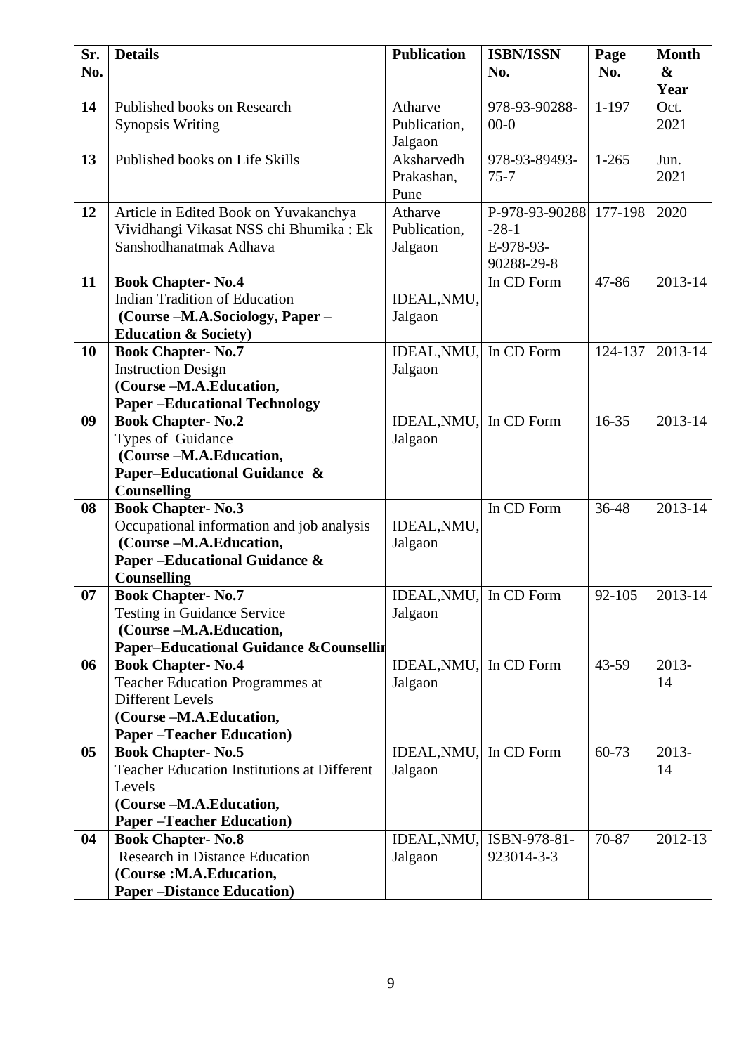| Sr. No. | Details | Publication | ISBN/ISSN No. | Page No. | Month & Year |
|---|---|---|---|---|---|
| 14 | Published books on Research Synopsis Writing | Atharve Publication, Jalgaon | 978-93-90288-00-0 | 1-197 | Oct. 2021 |
| 13 | Published books on Life Skills | Aksharvedh Prakashan, Pune | 978-93-89493-75-7 | 1-265 | Jun. 2021 |
| 12 | Article in Edited Book on Yuvakanchya Vividhangi Vikasat NSS chi Bhumika : Ek Sanshodhanatmak Adhava | Atharve Publication, Jalgaon | P-978-93-90288-28-1 E-978-93-90288-29-8 | 177-198 | 2020 |
| 11 | **Book Chapter- No.4** Indian Tradition of Education **(Course –M.A.Sociology, Paper – Education & Society)** | IDEAL,NMU, Jalgaon | In CD Form | 47-86 | 2013-14 |
| 10 | **Book Chapter- No.7** Instruction Design **(Course –M.A.Education, Paper –Educational Technology** | IDEAL,NMU, Jalgaon | In CD Form | 124-137 | 2013-14 |
| 09 | **Book Chapter- No.2** Types of Guidance **(Course –M.A.Education, Paper–Educational Guidance & Counselling** | IDEAL,NMU, Jalgaon | In CD Form | 16-35 | 2013-14 |
| 08 | **Book Chapter- No.3** Occupational information and job analysis **(Course –M.A.Education, Paper –Educational Guidance & Counselling** | IDEAL,NMU, Jalgaon | In CD Form | 36-48 | 2013-14 |
| 07 | **Book Chapter- No.7** Testing in Guidance Service **(Course –M.A.Education, Paper–Educational Guidance &Counsellin** | IDEAL,NMU, Jalgaon | In CD Form | 92-105 | 2013-14 |
| 06 | **Book Chapter- No.4** Teacher Education Programmes at Different Levels **(Course –M.A.Education, Paper –Teacher Education)** | IDEAL,NMU, Jalgaon | In CD Form | 43-59 | 2013-14 |
| 05 | **Book Chapter- No.5** Teacher Education Institutions at Different Levels **(Course –M.A.Education, Paper –Teacher Education)** | IDEAL,NMU, Jalgaon | In CD Form | 60-73 | 2013-14 |
| 04 | **Book Chapter- No.8** Research in Distance Education **(Course :M.A.Education, Paper –Distance Education)** | IDEAL,NMU, Jalgaon | ISBN-978-81-923014-3-3 | 70-87 | 2012-13 |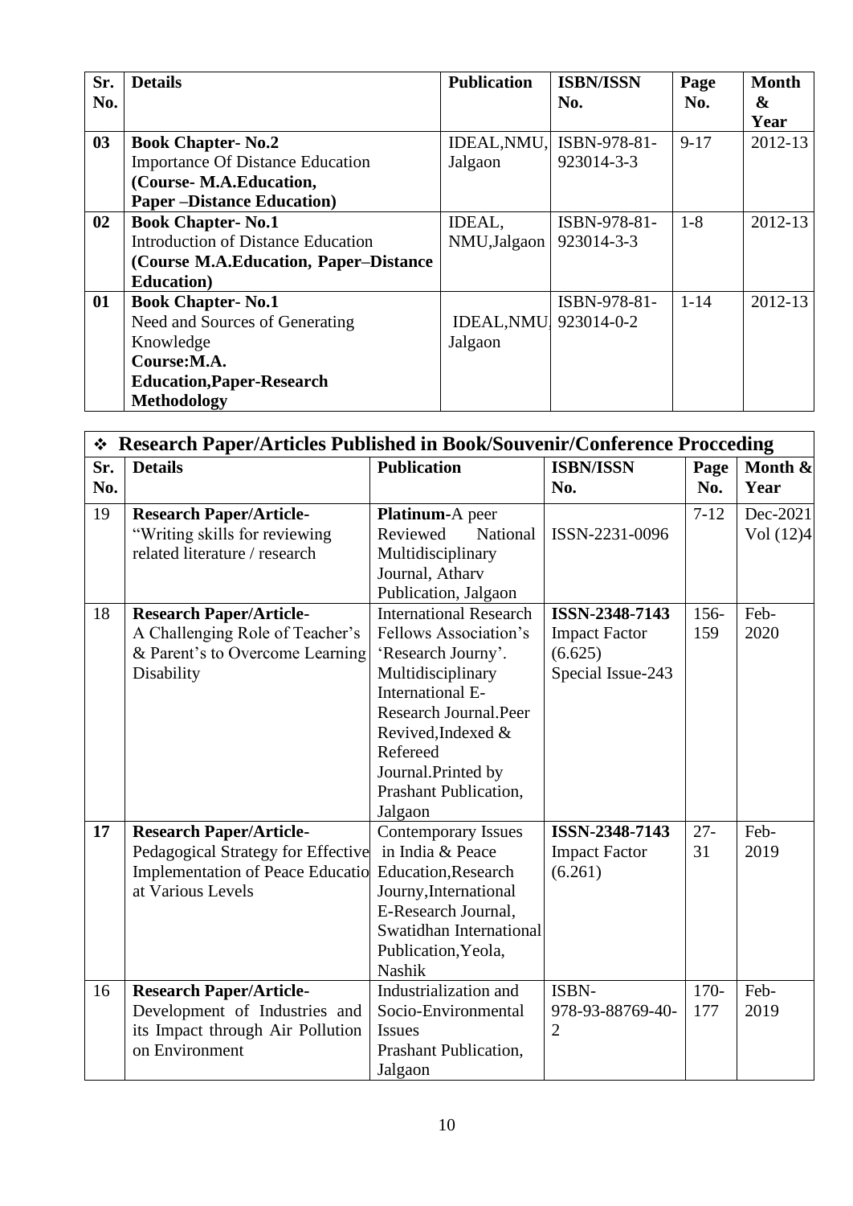| Sr. No. | Details | Publication | ISBN/ISSN No. | Page No. | Month & Year |
|---|---|---|---|---|---|
| 03 | **Book Chapter- No.2** Importance Of Distance Education **(Course- M.A.Education, Paper –Distance Education)** | IDEAL,NMU, Jalgaon | ISBN-978-81-923014-3-3 | 9-17 | 2012-13 |
| 02 | **Book Chapter- No.1** Introduction of Distance Education **(Course M.A.Education, Paper–Distance Education)** | IDEAL, NMU,Jalgaon | ISBN-978-81-923014-3-3 | 1-8 | 2012-13 |
| 01 | **Book Chapter- No.1** Need and Sources of Generating Knowledge **Course:M.A. Education,Paper-Research Methodology** | IDEAL,NMU, Jalgaon | ISBN-978-81-923014-0-2 | 1-14 | 2012-13 |

| ❖ **Research Paper/Articles Published in Book/Souvenir/Conference Procceding** | | | | | |
|---|---|---|---|---|---|
| **Sr. No.** | **Details** | **Publication** | **ISBN/ISSN No.** | **Page No.** | **Month & Year** |
| 19 | **Research Paper/Article-** "Writing skills for reviewing related literature / research | **Platinum**-A peer Reviewed National Multidisciplinary Journal, Atharv Publication, Jalgaon | ISSN-2231-0096 | 7-12 | Dec-2021 Vol (12)4 |
| 18 | **Research Paper/Article-** A Challenging Role of Teacher's & Parent's to Overcome Learning Disability | International Research Fellows Association's 'Research Journy'. Multidisciplinary International E-Research Journal.Peer Revived,Indexed & Refereed Journal.Printed by Prashant Publication, Jalgaon | **ISSN-2348-7143** Impact Factor (6.625) Special Issue-243 | 156-159 | Feb-2020 |
| **17** | **Research Paper/Article-** Pedagogical Strategy for Effective Implementation of Peace Educatio at Various Levels | Contemporary Issues in India & Peace Education,Research Journy,International E-Research Journal, Swatidhan International Publication,Yeola, Nashik | **ISSN-2348-7143** Impact Factor (6.261) | 27-31 | Feb-2019 |
| 16 | **Research Paper/Article-** Development of Industries and its Impact through Air Pollution on Environment | Industrialization and Socio-Environmental Issues Prashant Publication, Jalgaon | ISBN-978-93-88769-40-2 | 170-177 | Feb-2019 |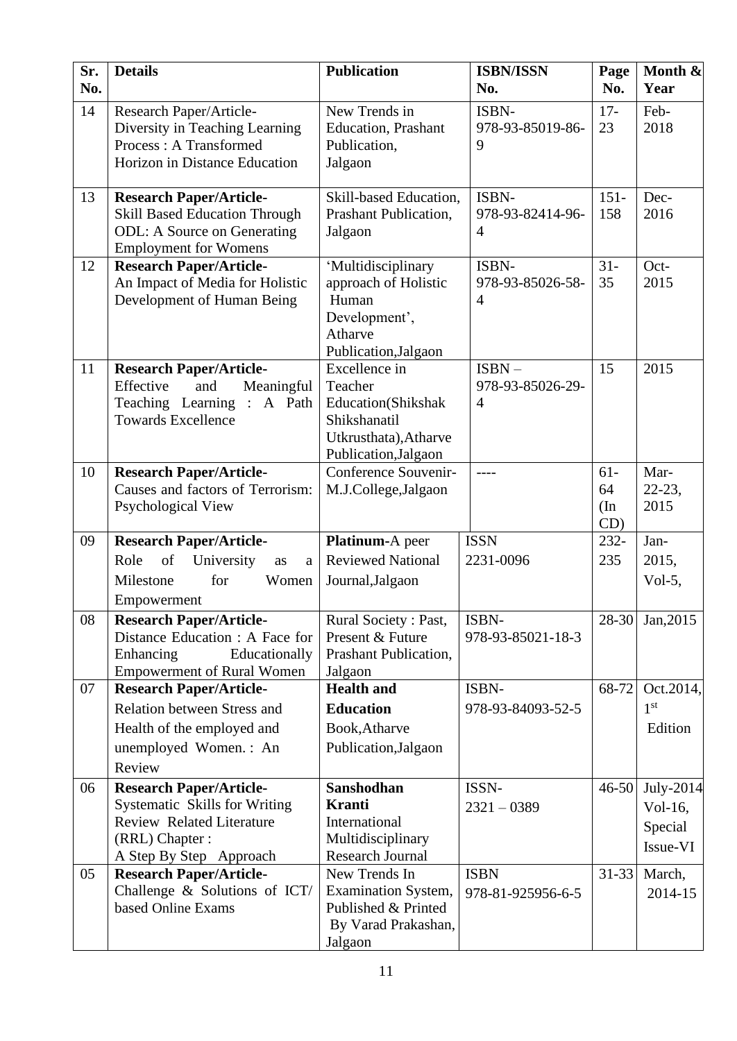| Sr. No. | Details | Publication | ISBN/ISSN No. | Page No. | Month & Year |
|---|---|---|---|---|---|
| 14 | Research Paper/Article- Diversity in Teaching Learning Process : A Transformed Horizon in Distance Education | New Trends in Education, Prashant Publication, Jalgaon | ISBN- 978-93-85019-86-9 | 17-23 | Feb-2018 |
| 13 | **Research Paper/Article-** Skill Based Education Through ODL: A Source on Generating Employment for Womens | Skill-based Education, Prashant Publication, Jalgaon | ISBN- 978-93-82414-96-4 | 151-158 | Dec-2016 |
| 12 | **Research Paper/Article-** An Impact of Media for Holistic Development of Human Being | 'Multidisciplinary approach of Holistic Human Development', Atharve Publication,Jalgaon | ISBN- 978-93-85026-58-4 | 31-35 | Oct-2015 |
| 11 | **Research Paper/Article-** Effective and Meaningful Teaching Learning : A Path Towards Excellence | Excellence in Teacher Education(Shikshak Shikshanatil Utkrusthata),Atharve Publication,Jalgaon | ISBN – 978-93-85026-29-4 | 15 | 2015 |
| 10 | **Research Paper/Article-** Causes and factors of Terrorism: Psychological View | Conference Souvenir-M.J.College,Jalgaon | ---- | 61-64 (In CD) | Mar-22-23, 2015 |
| 09 | **Research Paper/Article-** Role of University as a Milestone for Women Empowerment | **Platinum**-A peer Reviewed National Journal,Jalgaon | ISSN 2231-0096 | 232-235 | Jan-2015, Vol-5, |
| 08 | **Research Paper/Article-** Distance Education : A Face for Enhancing Educationally Empowerment of Rural Women | Rural Society : Past, Present & Future Prashant Publication, Jalgaon | ISBN- 978-93-85021-18-3 | 28-30 | Jan,2015 |
| 07 | **Research Paper/Article-** Relation between Stress and Health of the employed and unemployed Women. : An Review | **Health and Education** Book,Atharve Publication,Jalgaon | ISBN- 978-93-84093-52-5 | 68-72 | Oct.2014, 1st Edition |
| 06 | **Research Paper/Article-** Systematic Skills for Writing Review Related Literature (RRL) Chapter : A Step By Step Approach | **Sanshodhan Kranti** International Multidisciplinary Research Journal | ISSN- 2321 – 0389 | 46-50 | July-2014 Vol-16, Special Issue-VI |
| 05 | **Research Paper/Article-** Challenge & Solutions of ICT/ based Online Exams | New Trends In Examination System, Published & Printed By Varad Prakashan, Jalgaon | ISBN 978-81-925956-6-5 | 31-33 | March, 2014-15 |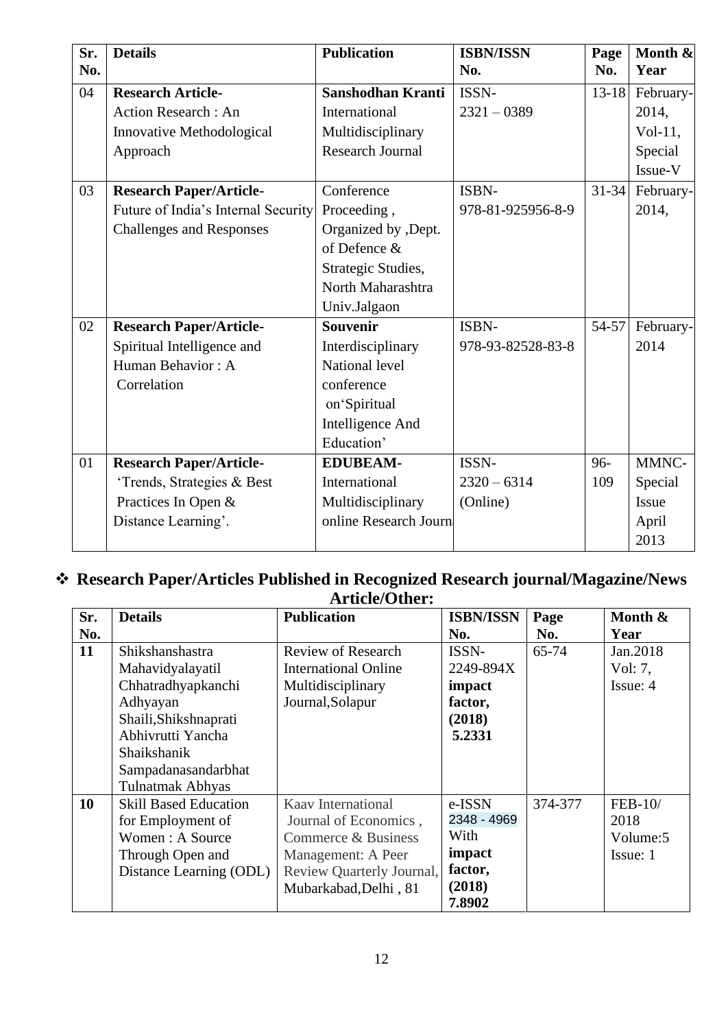| Sr. No. | Details | Publication | ISBN/ISSN No. | Page No. | Month & Year |
|---|---|---|---|---|---|
| 04 | **Research Article-** Action Research : An Innovative Methodological Approach | **Sanshodhan Kranti** International Multidisciplinary Research Journal | ISSN- 2321 – 0389 | 13-18 | February-2014, Vol-11, Special Issue-V |
| 03 | **Research Paper/Article-** Future of India's Internal Security Challenges and Responses | Conference Proceeding , Organized by ,Dept. of Defence & Strategic Studies, North Maharashtra Univ.Jalgaon | ISBN- 978-81-925956-8-9 | 31-34 | February-2014, |
| 02 | **Research Paper/Article-** Spiritual Intelligence and Human Behavior : A Correlation | **Souvenir** Interdisciplinary National level conference on'Spiritual Intelligence And Education' | ISBN- 978-93-82528-83-8 | 54-57 | February-2014 |
| 01 | **Research Paper/Article-** 'Trends, Strategies & Best Practices In Open & Distance Learning'. | **EDUBEAM-** International Multidisciplinary online Research Journa | ISSN- 2320 – 6314 (Online) | 96-109 | MMNC-Special Issue April 2013 |

## ❖ Research Paper/Articles Published in Recognized Research journal/Magazine/News Article/Other:

| Sr. No. | Details | Publication | ISBN/ISSN No. | Page No. | Month & Year |
|---|---|---|---|---|---|
| **11** | Shikshanshastra Mahavidyalayatil Chhatradhyapkanchi Adhyayan Shaili,Shikshnaprati Abhivrutti Yancha Shaikshanik Sampadanasandarbhat Tulnatmak Abhyas | Review of Research International Online Multidisciplinary Journal,Solapur | ISSN- 2249-894X **impact factor, (2018) 5.2331** | 65-74 | Jan.2018 Vol: 7, Issue: 4 |
| **10** | Skill Based Education for Employment of Women : A Source Through Open and Distance Learning (ODL) | Kaav International Journal of Economics , Commerce & Business Management: A Peer Review Quarterly Journal, Mubarkabad,Delhi , 81 | e-ISSN 2348 - 4969 With **impact factor, (2018) 7.8902** | 374-377 | FEB-10/ 2018 Volume:5 Issue: 1 |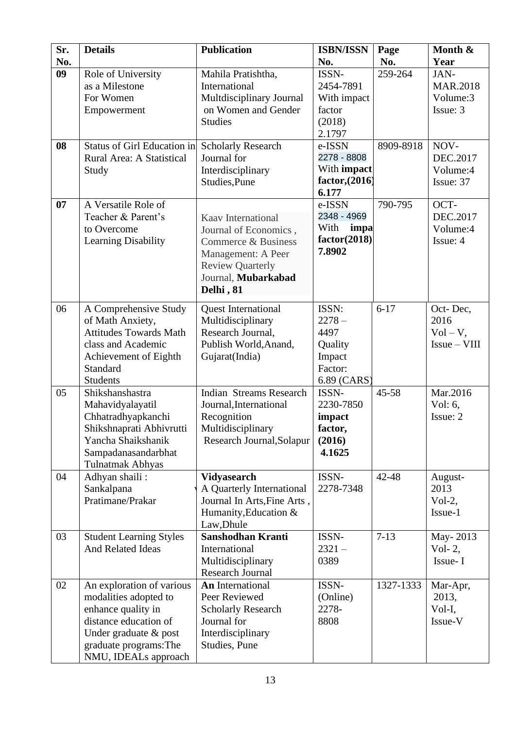| Sr. No. | Details | Publication | ISBN/ISSN No. | Page No. | Month & Year |
|---|---|---|---|---|---|
| **09** | Role of University as a Milestone For Women Empowerment | Mahila Pratishtha, International Multdisciplinary Journal on Women and Gender Studies | ISSN- 2454-7891 With impact factor (2018) 2.1797 | 259-264 | JAN-MAR.2018 Volume:3 Issue: 3 |
| **08** | Status of Girl Education in Rural Area: A Statistical Study | Scholarly Research Journal for Interdisciplinary Studies,Pune | e-ISSN 2278 - 8808 With **impact factor,(2016) 6.177** | 8909-8918 | NOV-DEC.2017 Volume:4 Issue: 37 |
| **07** | A Versatile Role of Teacher & Parent's to Overcome Learning Disability | Kaav International Journal of Economics , Commerce & Business Management: A Peer Review Quarterly Journal, **Mubarkabad Delhi , 81** | e-ISSN 2348 - 4969 With **impa factor(2018) 7.8902** | 790-795 | OCT-DEC.2017 Volume:4 Issue: 4 |
| 06 | A Comprehensive Study of Math Anxiety, Attitudes Towards Math class and Academic Achievement of Eighth Standard Students | Quest International Multidisciplinary Research Journal, Publish World,Anand, Gujarat(India) | ISSN: 2278 – 4497 Quality Impact Factor: 6.89 (CARS) | 6-17 | Oct- Dec, 2016 Vol – V, Issue – VIII |
| 05 | Shikshanshastra Mahavidyalayatil Chhatradhyapkanchi Shikshnaprati Abhivrutti Yancha Shaikshanik Sampadanasandarbhat Tulnatmak Abhyas | Indian Streams Research Journal,International Recognition Multidisciplinary Research Journal,Solapur | ISSN- 2230-7850 **impact factor, (2016) 4.1625** | 45-58 | Mar.2016 Vol: 6, Issue: 2 |
| 04 | Adhyan shaili : Sankalpana Pratimane/Prakar | **Vidyasearch** A Quarterly International Journal In Arts,Fine Arts , Humanity,Education & Law,Dhule | ISSN- 2278-7348 | 42-48 | August-2013 Vol-2, Issue-1 |
| 03 | Student Learning Styles And Related Ideas | **Sanshodhan Kranti** International Multidisciplinary Research Journal | ISSN- 2321 – 0389 | 7-13 | May- 2013 Vol- 2, Issue- I |
| 02 | An exploration of various modalities adopted to enhance quality in distance education of Under graduate & post graduate programs:The NMU, IDEALs approach | **An** International Peer Reviewed Scholarly Research Journal for Interdisciplinary Studies, Pune | ISSN- (Online) 2278- 8808 | 1327-1333 | Mar-Apr, 2013, Vol-I, Issue-V |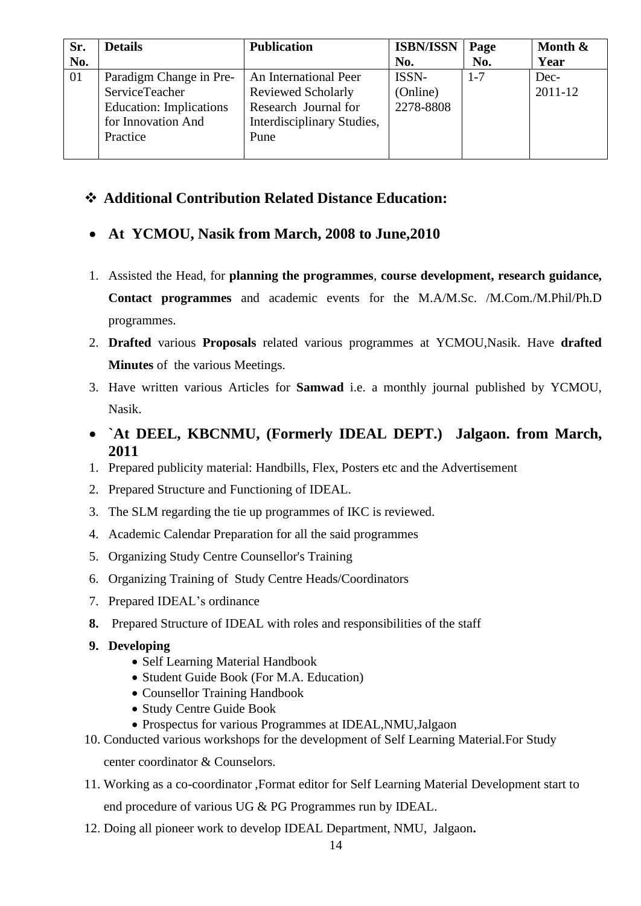| Sr. No. | Details | Publication | ISBN/ISSN No. | Page No. | Month & Year |
|---|---|---|---|---|---|
| 01 | Paradigm Change in Pre-ServiceTeacher Education: Implications for Innovation And Practice | An International Peer Reviewed Scholarly Research Journal for Interdisciplinary Studies, Pune | ISSN-(Online) 2278-8808 | 1-7 | Dec-2011-12 |

## ❖ Additional Contribution Related Distance Education:

- **At YCMOU, Nasik from March, 2008 to June,2010**

1. Assisted the Head, for **planning the programmes**, **course development, research guidance, Contact programmes** and academic events for the M.A/M.Sc. /M.Com./M.Phil/Ph.D programmes.
2. **Drafted** various **Proposals** related various programmes at YCMOU,Nasik. Have **drafted Minutes** of the various Meetings.
3. Have written various Articles for **Samwad** i.e. a monthly journal published by YCMOU, Nasik.

- **`At DEEL, KBCNMU, (Formerly IDEAL DEPT.) Jalgaon. from March, 2011**

1. Prepared publicity material: Handbills, Flex, Posters etc and the Advertisement
2. Prepared Structure and Functioning of IDEAL.
3. The SLM regarding the tie up programmes of IKC is reviewed.
4. Academic Calendar Preparation for all the said programmes
5. Organizing Study Centre Counsellor's Training
6. Organizing Training of Study Centre Heads/Coordinators
7. Prepared IDEAL's ordinance
8. Prepared Structure of IDEAL with roles and responsibilities of the staff
9. **Developing**
   - Self Learning Material Handbook
   - Student Guide Book (For M.A. Education)
   - Counsellor Training Handbook
   - Study Centre Guide Book
   - Prospectus for various Programmes at IDEAL,NMU,Jalgaon
10. Conducted various workshops for the development of Self Learning Material.For Study center coordinator & Counselors.
11. Working as a co-coordinator ,Format editor for Self Learning Material Development start to end procedure of various UG & PG Programmes run by IDEAL.
12. Doing all pioneer work to develop IDEAL Department, NMU, Jalgaon**.**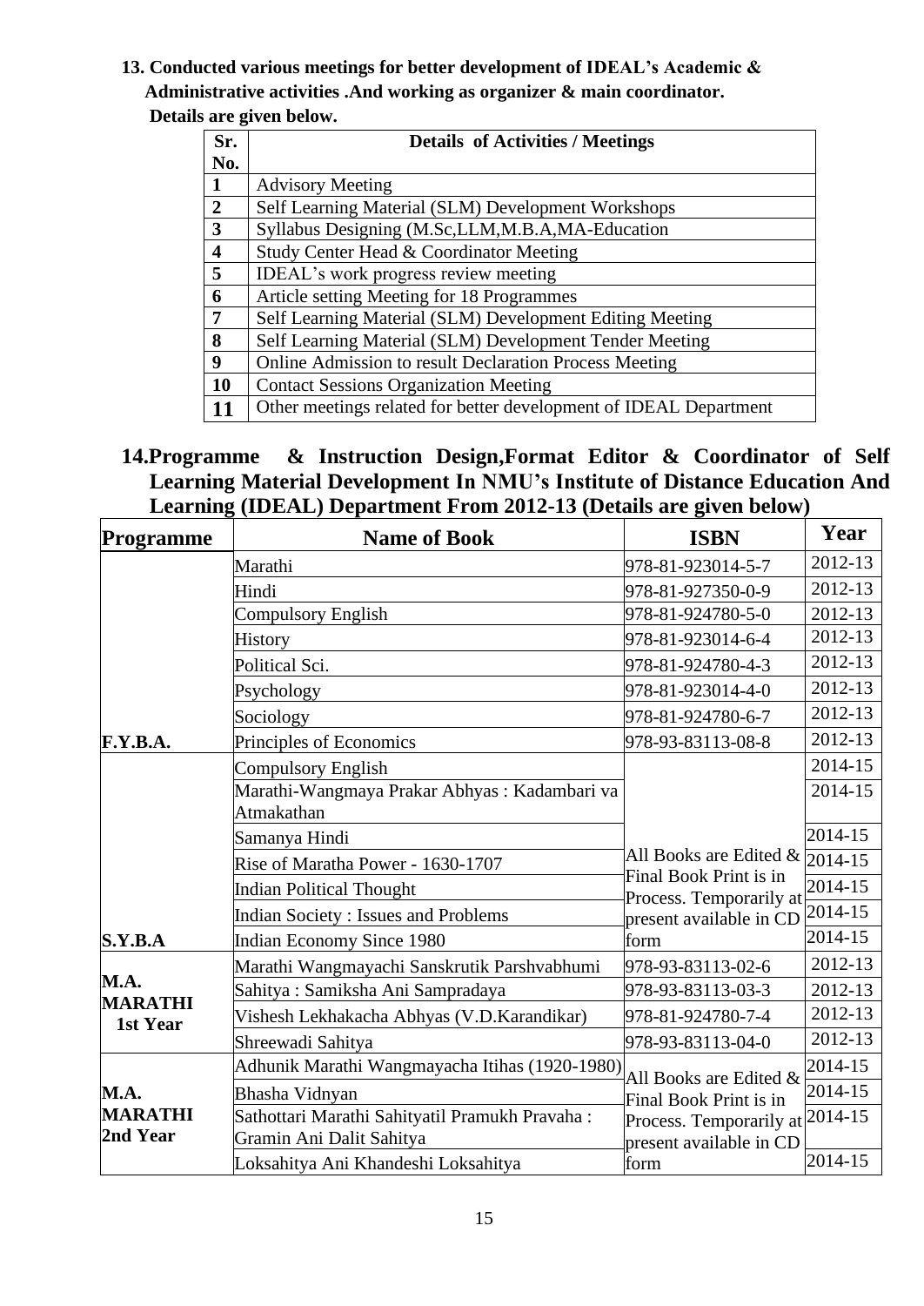**13. Conducted various meetings for better development of IDEAL's Academic & Administrative activities .And working as organizer & main coordinator.**

**Details are given below.**

| Sr. No. | Details of Activities / Meetings |
|---|---|
| 1 | Advisory Meeting |
| 2 | Self Learning Material (SLM) Development Workshops |
| 3 | Syllabus Designing (M.Sc,LLM,M.B.A,MA-Education |
| 4 | Study Center Head & Coordinator Meeting |
| 5 | IDEAL's work progress review meeting |
| 6 | Article setting Meeting for 18 Programmes |
| 7 | Self Learning Material (SLM) Development Editing Meeting |
| 8 | Self Learning Material (SLM) Development Tender Meeting |
| 9 | Online Admission to result Declaration Process Meeting |
| 10 | Contact Sessions Organization Meeting |
| 11 | Other meetings related for better development of IDEAL Department |

**14.Programme & Instruction Design,Format Editor & Coordinator of Self Learning Material Development In NMU's Institute of Distance Education And Learning (IDEAL) Department From 2012-13 (Details are given below)**

| Programme | Name of Book | ISBN | Year |
|---|---|---|---|
| F.Y.B.A. | Marathi | 978-81-923014-5-7 | 2012-13 |
| | Hindi | 978-81-927350-0-9 | 2012-13 |
| | Compulsory English | 978-81-924780-5-0 | 2012-13 |
| | History | 978-81-923014-6-4 | 2012-13 |
| | Political Sci. | 978-81-924780-4-3 | 2012-13 |
| | Psychology | 978-81-923014-4-0 | 2012-13 |
| | Sociology | 978-81-924780-6-7 | 2012-13 |
| | Principles of Economics | 978-93-83113-08-8 | 2012-13 |
| S.Y.B.A | Compulsory English | All Books are Edited & Final Book Print is in Process. Temporarily at present available in CD form | 2014-15 |
| | Marathi-Wangmaya Prakar Abhyas : Kadambari va Atmakathan | | 2014-15 |
| | Samanya Hindi | | 2014-15 |
| | Rise of Maratha Power - 1630-1707 | | 2014-15 |
| | Indian Political Thought | | 2014-15 |
| | Indian Society : Issues and Problems | | 2014-15 |
| | Indian Economy Since 1980 | | 2014-15 |
| M.A. MARATHI 1st Year | Marathi Wangmayachi Sanskrutik Parshvabhumi | 978-93-83113-02-6 | 2012-13 |
| | Sahitya : Samiksha Ani Sampradaya | 978-93-83113-03-3 | 2012-13 |
| | Vishesh Lekhakacha Abhyas (V.D.Karandikar) | 978-81-924780-7-4 | 2012-13 |
| | Shreewadi Sahitya | 978-93-83113-04-0 | 2012-13 |
| M.A. MARATHI 2nd Year | Adhunik Marathi Wangmayacha Itihas (1920-1980) | All Books are Edited & Final Book Print is in Process. Temporarily at present available in CD form | 2014-15 |
| | Bhasha Vidnyan | | 2014-15 |
| | Sathottari Marathi Sahityatil Pramukh Pravaha : Gramin Ani Dalit Sahitya | | 2014-15 |
| | Loksahitya Ani Khandeshi Loksahitya | | 2014-15 |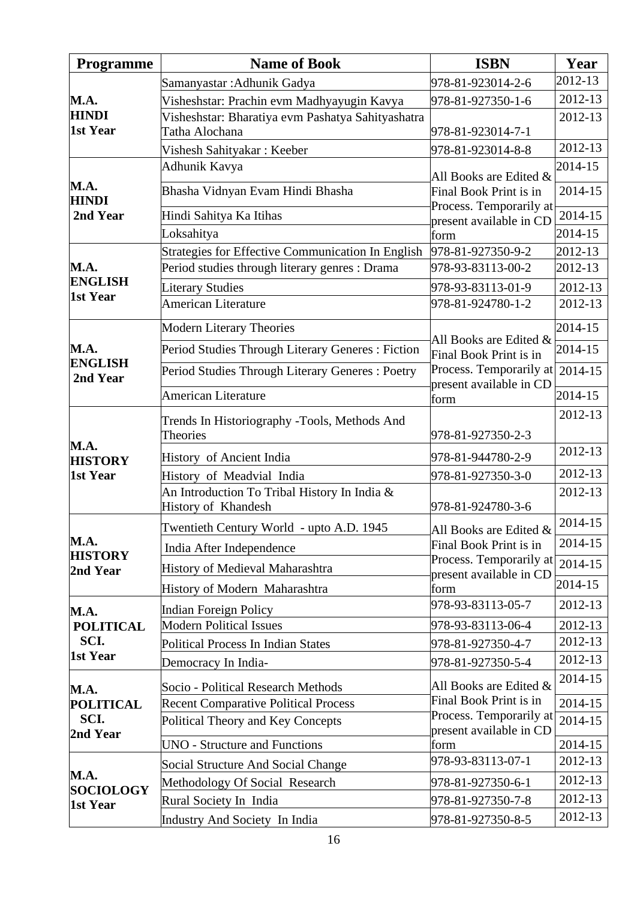| Programme | Name of Book | ISBN | Year |
|---|---|---|---|
| **M.A. HINDI 1st Year** | Samanyastar :Adhunik Gadya | 978-81-923014-2-6 | 2012-13 |
| | Visheshstar: Prachin evm Madhyayugin Kavya | 978-81-927350-1-6 | 2012-13 |
| | Visheshstar: Bharatiya evm Pashatya Sahityashatra Tatha Alochana | 978-81-923014-7-1 | 2012-13 |
| | Vishesh Sahityakar : Keeber | 978-81-923014-8-8 | 2012-13 |
| **M.A. HINDI 2nd Year** | Adhunik Kavya | All Books are Edited & Final Book Print is in Process. Temporarily at present available in CD form | 2014-15 |
| | Bhasha Vidnyan Evam Hindi Bhasha | | 2014-15 |
| | Hindi Sahitya Ka Itihas | | 2014-15 |
| | Loksahitya | | 2014-15 |
| **M.A. ENGLISH 1st Year** | Strategies for Effective Communication In English | 978-81-927350-9-2 | 2012-13 |
| | Period studies through literary genres : Drama | 978-93-83113-00-2 | 2012-13 |
| | Literary Studies | 978-93-83113-01-9 | 2012-13 |
| | American Literature | 978-81-924780-1-2 | 2012-13 |
| **M.A. ENGLISH 2nd Year** | Modern Literary Theories | All Books are Edited & Final Book Print is in Process. Temporarily at present available in CD form | 2014-15 |
| | Period Studies Through Literary Generes : Fiction | | 2014-15 |
| | Period Studies Through Literary Generes : Poetry | | 2014-15 |
| | American Literature | | 2014-15 |
| **M.A. HISTORY 1st Year** | Trends In Historiography -Tools, Methods And Theories | 978-81-927350-2-3 | 2012-13 |
| | History of Ancient India | 978-81-944780-2-9 | 2012-13 |
| | History of Meadvial India | 978-81-927350-3-0 | 2012-13 |
| | An Introduction To Tribal History In India & History of Khandesh | 978-81-924780-3-6 | 2012-13 |
| **M.A. HISTORY 2nd Year** | Twentieth Century World - upto A.D. 1945 | All Books are Edited & Final Book Print is in Process. Temporarily at present available in CD form | 2014-15 |
| | India After Independence | | 2014-15 |
| | History of Medieval Maharashtra | | 2014-15 |
| | History of Modern Maharashtra | | 2014-15 |
| **M.A. POLITICAL SCI. 1st Year** | Indian Foreign Policy | 978-93-83113-05-7 | 2012-13 |
| | Modern Political Issues | 978-93-83113-06-4 | 2012-13 |
| | Political Process In Indian States | 978-81-927350-4-7 | 2012-13 |
| | Democracy In India- | 978-81-927350-5-4 | 2012-13 |
| **M.A. POLITICAL SCI. 2nd Year** | Socio - Political Research Methods | All Books are Edited & Final Book Print is in Process. Temporarily at present available in CD form | 2014-15 |
| | Recent Comparative Political Process | | 2014-15 |
| | Political Theory and Key Concepts | | 2014-15 |
| | UNO - Structure and Functions | | 2014-15 |
| **M.A. SOCIOLOGY 1st Year** | Social Structure And Social Change | 978-93-83113-07-1 | 2012-13 |
| | Methodology Of Social Research | 978-81-927350-6-1 | 2012-13 |
| | Rural Society In India | 978-81-927350-7-8 | 2012-13 |
| | Industry And Society In India | 978-81-927350-8-5 | 2012-13 |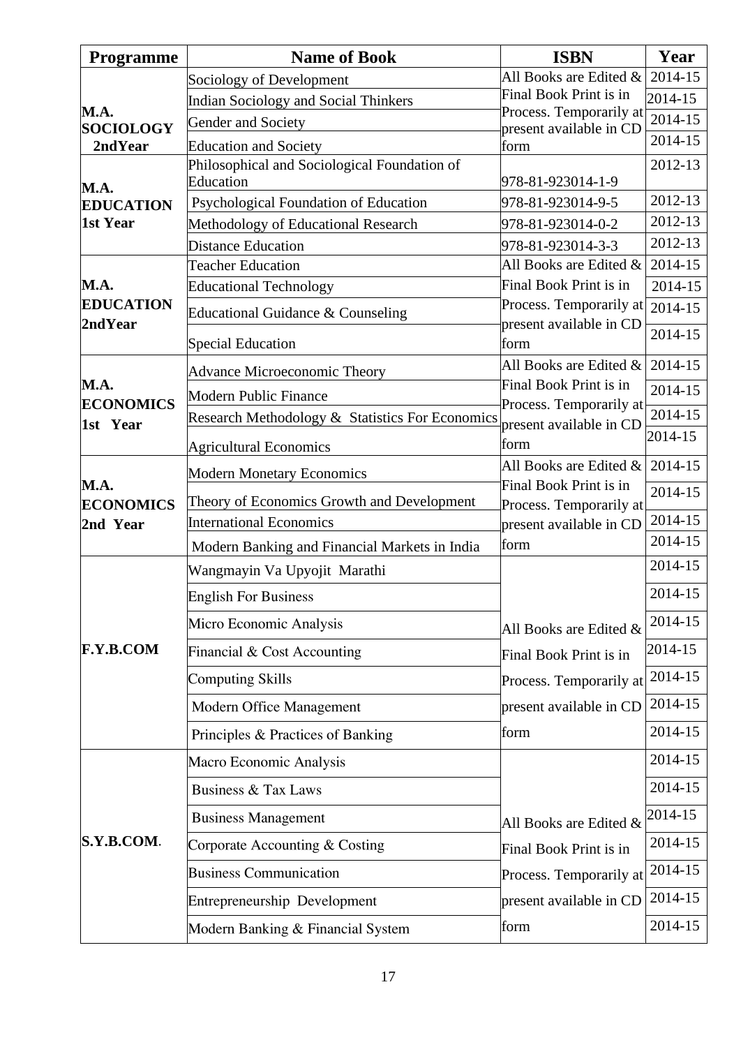| Programme | Name of Book | ISBN | Year |
|---|---|---|---|
| **M.A. SOCIOLOGY 2ndYear** | Sociology of Development | All Books are Edited & Final Book Print is in Process. Temporarily at present available in CD form | 2014-15 |
| | Indian Sociology and Social Thinkers | | 2014-15 |
| | Gender and Society | | 2014-15 |
| | Education and Society | | 2014-15 |
| **M.A. EDUCATION 1st Year** | Philosophical and Sociological Foundation of Education | 978-81-923014-1-9 | 2012-13 |
| | Psychological Foundation of Education | 978-81-923014-9-5 | 2012-13 |
| | Methodology of Educational Research | 978-81-923014-0-2 | 2012-13 |
| | Distance Education | 978-81-923014-3-3 | 2012-13 |
| **M.A. EDUCATION 2ndYear** | Teacher Education | All Books are Edited & Final Book Print is in Process. Temporarily at present available in CD form | 2014-15 |
| | Educational Technology | | 2014-15 |
| | Educational Guidance & Counseling | | 2014-15 |
| | Special Education | | 2014-15 |
| **M.A. ECONOMICS 1st Year** | Advance Microeconomic Theory | All Books are Edited & Final Book Print is in Process. Temporarily at present available in CD form | 2014-15 |
| | Modern Public Finance | | 2014-15 |
| | Research Methodology & Statistics For Economics | | 2014-15 |
| | Agricultural Economics | | 2014-15 |
| **M.A. ECONOMICS 2nd Year** | Modern Monetary Economics | All Books are Edited & Final Book Print is in Process. Temporarily at present available in CD form | 2014-15 |
| | Theory of Economics Growth and Development | | 2014-15 |
| | International Economics | | 2014-15 |
| | Modern Banking and Financial Markets in India | | 2014-15 |
| **F.Y.B.COM** | Wangmayin Va Upyojit Marathi | All Books are Edited & Final Book Print is in Process. Temporarily at present available in CD form | 2014-15 |
| | English For Business | | 2014-15 |
| | Micro Economic Analysis | | 2014-15 |
| | Financial & Cost Accounting | | 2014-15 |
| | Computing Skills | | 2014-15 |
| | Modern Office Management | | 2014-15 |
| | Principles & Practices of Banking | | 2014-15 |
| **S.Y.B.COM.** | Macro Economic Analysis | All Books are Edited & Final Book Print is in Process. Temporarily at present available in CD form | 2014-15 |
| | Business & Tax Laws | | 2014-15 |
| | Business Management | | 2014-15 |
| | Corporate Accounting & Costing | | 2014-15 |
| | Business Communication | | 2014-15 |
| | Entrepreneurship Development | | 2014-15 |
| | Modern Banking & Financial System | | 2014-15 |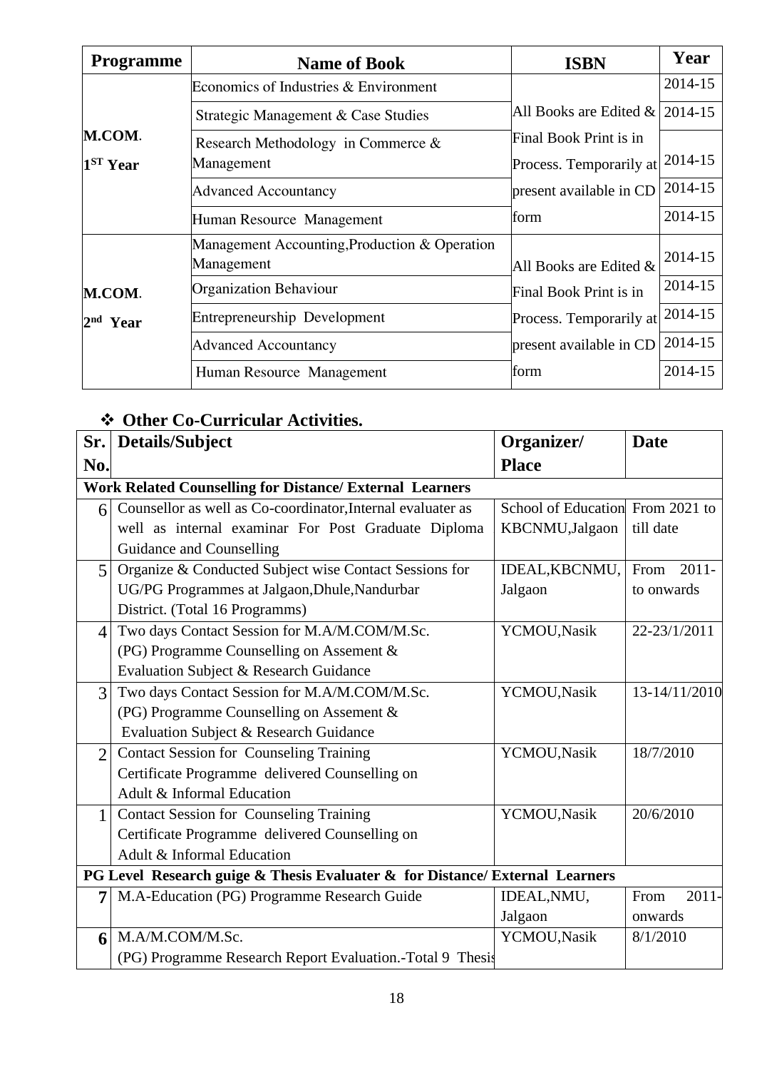| Programme | Name of Book | ISBN | Year |
|---|---|---|---|
| M.COM. 1ST Year | Economics of Industries & Environment | All Books are Edited & Final Book Print is in Process. Temporarily at present available in CD form | 2014-15 |
| | Strategic Management & Case Studies | | 2014-15 |
| | Research Methodology in Commerce & Management | | 2014-15 |
| | Advanced Accountancy | | 2014-15 |
| | Human Resource Management | | 2014-15 |
| M.COM. 2nd Year | Management Accounting,Production & Operation Management | All Books are Edited & Final Book Print is in Process. Temporarily at present available in CD form | 2014-15 |
| | Organization Behaviour | | 2014-15 |
| | Entrepreneurship Development | | 2014-15 |
| | Advanced Accountancy | | 2014-15 |
| | Human Resource Management | | 2014-15 |

- **Other Co-Curricular Activities.**

| Sr. No. | Details/Subject | Organizer/ Place | Date |
|---|---|---|---|
| **Work Related Counselling for Distance/ External Learners** | | | |
| 6 | Counsellor as well as Co-coordinator,Internal evaluater as well as internal examinar For Post Graduate Diploma Guidance and Counselling | School of Education KBCNMU,Jalgaon | From 2021 to till date |
| 5 | Organize & Conducted Subject wise Contact Sessions for UG/PG Programmes at Jalgaon,Dhule,Nandurbar District. (Total 16 Programms) | IDEAL,KBCNMU, Jalgaon | From 2011- to onwards |
| 4 | Two days Contact Session for M.A/M.COM/M.Sc. (PG) Programme Counselling on Assement & Evaluation Subject & Research Guidance | YCMOU,Nasik | 22-23/1/2011 |
| 3 | Two days Contact Session for M.A/M.COM/M.Sc. (PG) Programme Counselling on Assement & Evaluation Subject & Research Guidance | YCMOU,Nasik | 13-14/11/2010 |
| 2 | Contact Session for Counseling Training Certificate Programme delivered Counselling on Adult & Informal Education | YCMOU,Nasik | 18/7/2010 |
| 1 | Contact Session for Counseling Training Certificate Programme delivered Counselling on Adult & Informal Education | YCMOU,Nasik | 20/6/2010 |
| **PG Level Research guige & Thesis Evaluater & for Distance/ External Learners** | | | |
| **7** | M.A-Education (PG) Programme Research Guide | IDEAL,NMU, Jalgaon | From 2011- onwards |
| **6** | M.A/M.COM/M.Sc. (PG) Programme Research Report Evaluation.-Total 9 Thesis | YCMOU,Nasik | 8/1/2010 |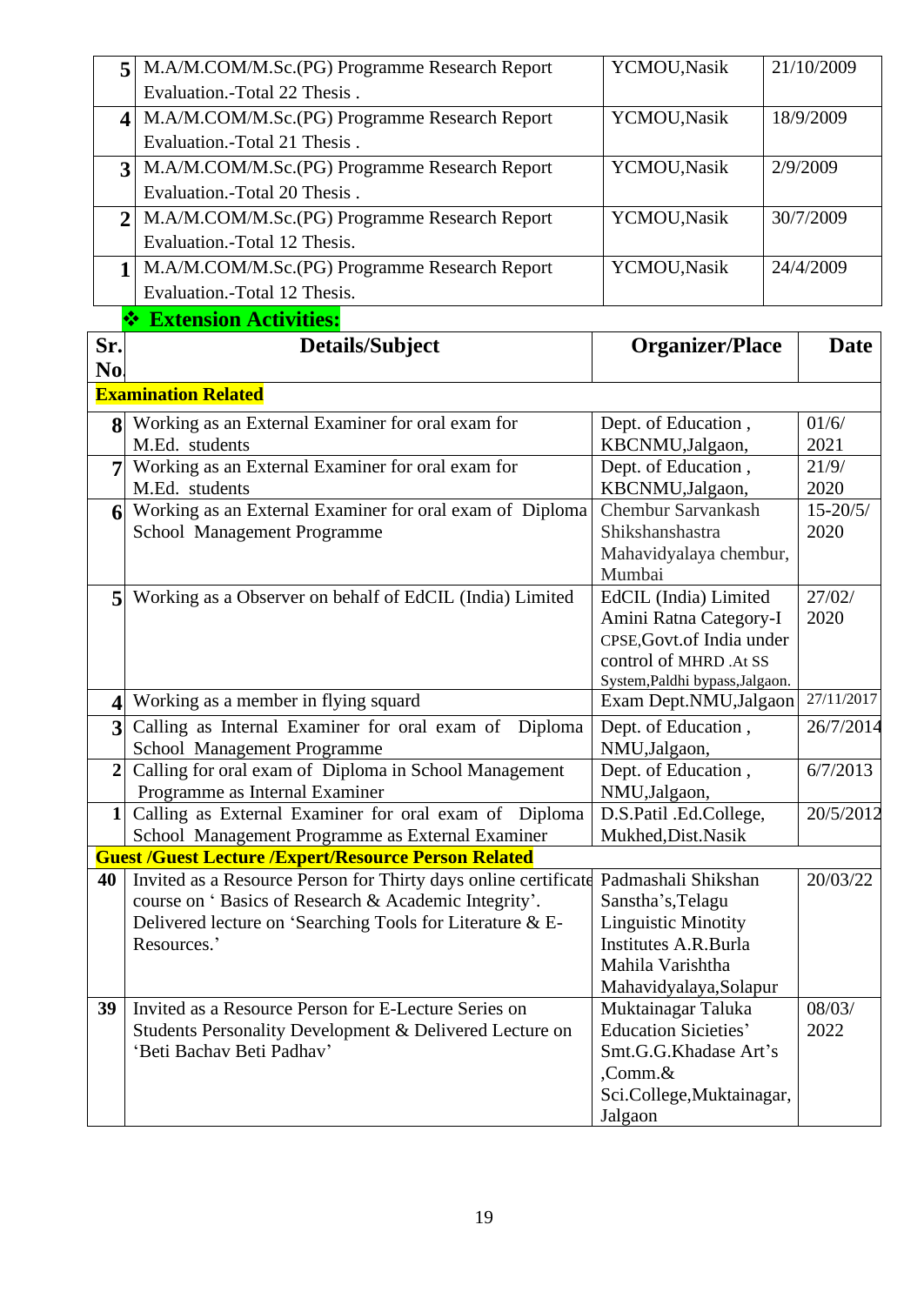| 5 | M.A/M.COM/M.Sc.(PG) Programme Research Report Evaluation.-Total 22 Thesis . | YCMOU,Nasik | 21/10/2009 |
|---|---|---|---|
| 4 | M.A/M.COM/M.Sc.(PG) Programme Research Report Evaluation.-Total 21 Thesis . | YCMOU,Nasik | 18/9/2009 |
| 3 | M.A/M.COM/M.Sc.(PG) Programme Research Report Evaluation.-Total 20 Thesis . | YCMOU,Nasik | 2/9/2009 |
| 2 | M.A/M.COM/M.Sc.(PG) Programme Research Report Evaluation.-Total 12 Thesis. | YCMOU,Nasik | 30/7/2009 |
| 1 | M.A/M.COM/M.Sc.(PG) Programme Research Report Evaluation.-Total 12 Thesis. | YCMOU,Nasik | 24/4/2009 |

## ❖ Extension Activities:

| Sr. No. | Details/Subject | Organizer/Place | Date |
|---|---|---|---|
| **Examination Related** | | | |
| 8 | Working as an External Examiner for oral exam for M.Ed. students | Dept. of Education , KBCNMU,Jalgaon, | 01/6/ 2021 |
| 7 | Working as an External Examiner for oral exam for M.Ed. students | Dept. of Education , KBCNMU,Jalgaon, | 21/9/ 2020 |
| 6 | Working as an External Examiner for oral exam of Diploma School Management Programme | Chembur Sarvankash Shikshanshastra Mahavidyalaya chembur, Mumbai | 15-20/5/ 2020 |
| 5 | Working as a Observer on behalf of EdCIL (India) Limited | EdCIL (India) Limited Amini Ratna Category-I CPSE,Govt.of India under control of MHRD .At SS System,Paldhi bypass,Jalgaon. | 27/02/ 2020 |
| 4 | Working as a member in flying squard | Exam Dept.NMU,Jalgaon | 27/11/2017 |
| 3 | Calling as Internal Examiner for oral exam of Diploma School Management Programme | Dept. of Education , NMU,Jalgaon, | 26/7/2014 |
| 2 | Calling for oral exam of Diploma in School Management Programme as Internal Examiner | Dept. of Education , NMU,Jalgaon, | 6/7/2013 |
| 1 | Calling as External Examiner for oral exam of Diploma School Management Programme as External Examiner | D.S.Patil .Ed.College, Mukhed,Dist.Nasik | 20/5/2012 |
| **Guest /Guest Lecture /Expert/Resource Person Related** | | | |
| 40 | Invited as a Resource Person for Thirty days online certificate course on ' Basics of Research & Academic Integrity'. Delivered lecture on 'Searching Tools for Literature & E-Resources.' | Padmashali Shikshan Sanstha's,Telagu Linguistic Minotity Institutes A.R.Burla Mahila Varishtha Mahavidyalaya,Solapur | 20/03/22 |
| 39 | Invited as a Resource Person for E-Lecture Series on Students Personality Development & Delivered Lecture on 'Beti Bachav Beti Padhav' | Muktainagar Taluka Education Sicieties' Smt.G.G.Khadase Art's ,Comm.& Sci.College,Muktainagar, Jalgaon | 08/03/ 2022 |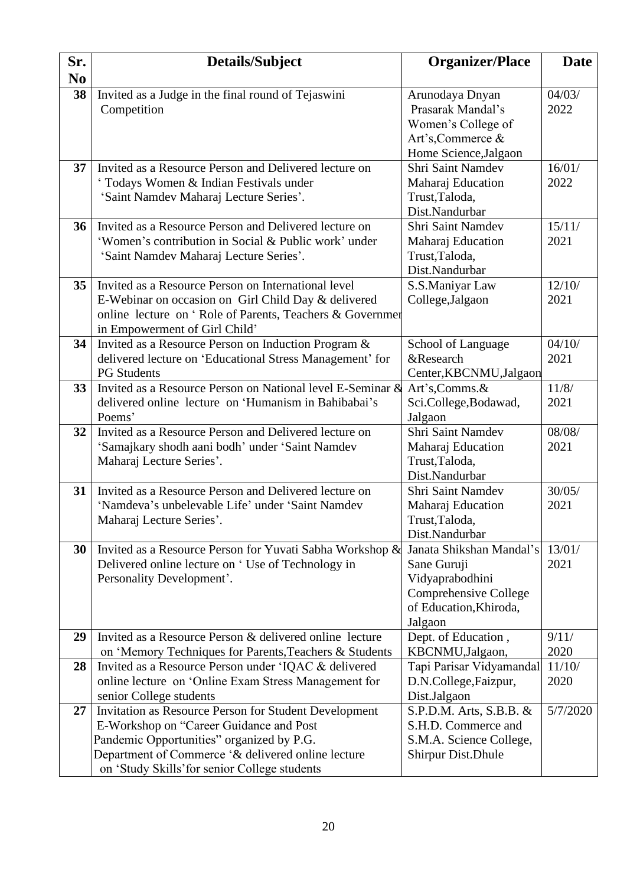| Sr. No | Details/Subject | Organizer/Place | Date |
|---|---|---|---|
| **38** | Invited as a Judge in the final round of Tejaswini Competition | Arunodaya Dnyan Prasarak Mandal's Women's College of Art's,Commerce & Home Science,Jalgaon | 04/03/ 2022 |
| **37** | Invited as a Resource Person and Delivered lecture on ' Todays Women & Indian Festivals under 'Saint Namdev Maharaj Lecture Series'. | Shri Saint Namdev Maharaj Education Trust,Taloda, Dist.Nandurbar | 16/01/ 2022 |
| **36** | Invited as a Resource Person and Delivered lecture on 'Women's contribution in Social & Public work' under 'Saint Namdev Maharaj Lecture Series'. | Shri Saint Namdev Maharaj Education Trust,Taloda, Dist.Nandurbar | 15/11/ 2021 |
| **35** | Invited as a Resource Person on International level E-Webinar on occasion on Girl Child Day & delivered online lecture on ' Role of Parents, Teachers & Governmer in Empowerment of Girl Child' | S.S.Maniyar Law College,Jalgaon | 12/10/ 2021 |
| **34** | Invited as a Resource Person on Induction Program & delivered lecture on 'Educational Stress Management' for PG Students | School of Language &Research Center,KBCNMU,Jalgaon | 04/10/ 2021 |
| **33** | Invited as a Resource Person on National level E-Seminar & delivered online lecture on 'Humanism in Bahibabai's Poems' | Art's,Comms.& Sci.College,Bodawad, Jalgaon | 11/8/ 2021 |
| **32** | Invited as a Resource Person and Delivered lecture on 'Samajkary shodh aani bodh' under 'Saint Namdev Maharaj Lecture Series'. | Shri Saint Namdev Maharaj Education Trust,Taloda, Dist.Nandurbar | 08/08/ 2021 |
| **31** | Invited as a Resource Person and Delivered lecture on 'Namdeva's unbelevable Life' under 'Saint Namdev Maharaj Lecture Series'. | Shri Saint Namdev Maharaj Education Trust,Taloda, Dist.Nandurbar | 30/05/ 2021 |
| **30** | Invited as a Resource Person for Yuvati Sabha Workshop & Delivered online lecture on ' Use of Technology in Personality Development'. | Janata Shikshan Mandal's Sane Guruji Vidyaprabodhini Comprehensive College of Education,Khiroda, Jalgaon | 13/01/ 2021 |
| **29** | Invited as a Resource Person & delivered online lecture on 'Memory Techniques for Parents,Teachers & Students | Dept. of Education , KBCNMU,Jalgaon, | 9/11/ 2020 |
| **28** | Invited as a Resource Person under 'IQAC & delivered online lecture on 'Online Exam Stress Management for senior College students | Tapi Parisar Vidyamandal D.N.College,Faizpur, Dist.Jalgaon | 11/10/ 2020 |
| **27** | Invitation as Resource Person for Student Development E-Workshop on "Career Guidance and Post Pandemic Opportunities" organized by P.G. Department of Commerce '& delivered online lecture on 'Study Skills'for senior College students | S.P.D.M. Arts, S.B.B. & S.H.D. Commerce and S.M.A. Science College, Shirpur Dist.Dhule | 5/7/2020 |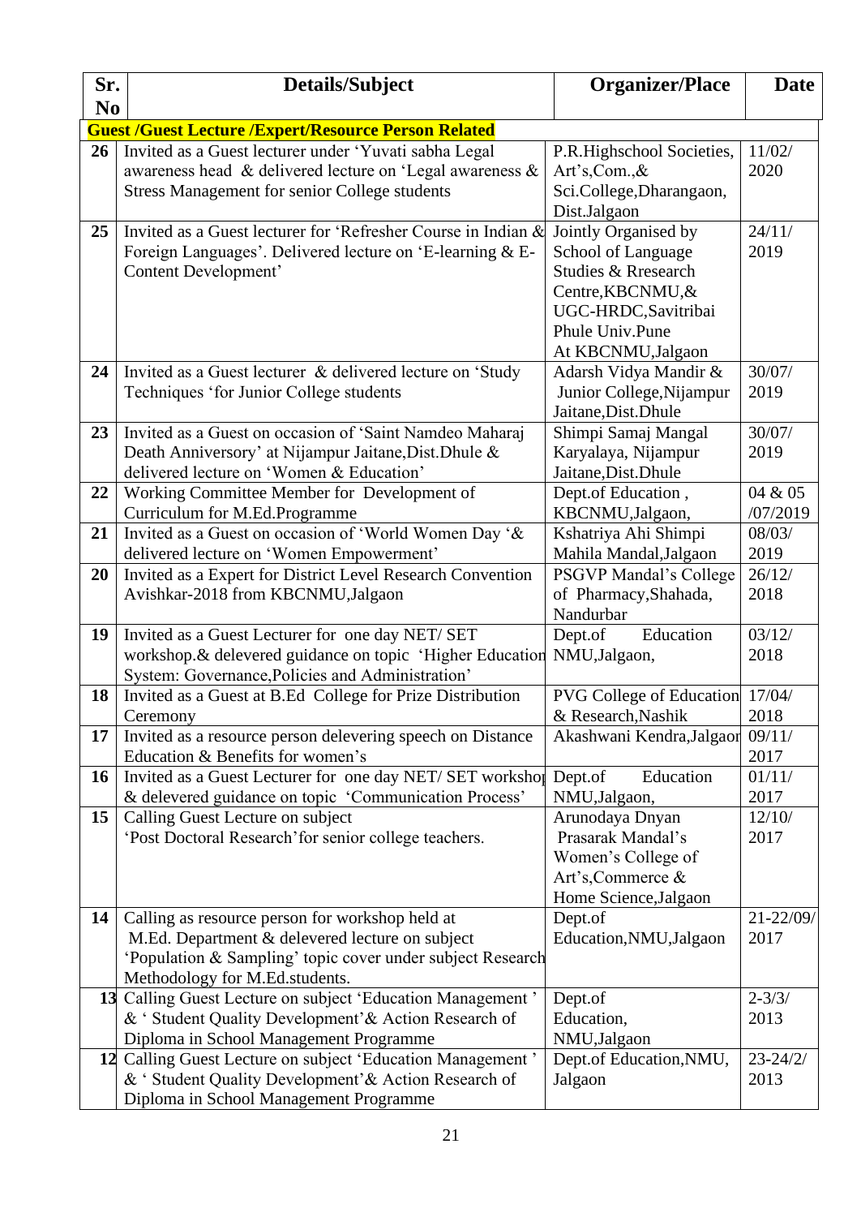| Sr. No | Details/Subject | Organizer/Place | Date |
|---|---|---|---|
| **Guest /Guest Lecture /Expert/Resource Person Related** | | | |
| **26** | Invited as a Guest lecturer under 'Yuvati sabha Legal awareness head & delivered lecture on 'Legal awareness & Stress Management for senior College students | P.R.Highschool Societies, Art's,Com.,& Sci.College,Dharangaon, Dist.Jalgaon | 11/02/ 2020 |
| **25** | Invited as a Guest lecturer for 'Refresher Course in Indian & Foreign Languages'. Delivered lecture on 'E-learning & E-Content Development' | Jointly Organised by School of Language Studies & Rresearch Centre,KBCNMU,& UGC-HRDC,Savitribai Phule Univ.Pune At KBCNMU,Jalgaon | 24/11/ 2019 |
| **24** | Invited as a Guest lecturer & delivered lecture on 'Study Techniques 'for Junior College students | Adarsh Vidya Mandir & Junior College,Nijampur Jaitane,Dist.Dhule | 30/07/ 2019 |
| **23** | Invited as a Guest on occasion of 'Saint Namdeo Maharaj Death Anniversory' at Nijampur Jaitane,Dist.Dhule & delivered lecture on 'Women & Education' | Shimpi Samaj Mangal Karyalaya, Nijampur Jaitane,Dist.Dhule | 30/07/ 2019 |
| **22** | Working Committee Member for Development of Curriculum for M.Ed.Programme | Dept.of Education , KBCNMU,Jalgaon, | 04 & 05 /07/2019 |
| **21** | Invited as a Guest on occasion of 'World Women Day '& delivered lecture on 'Women Empowerment' | Kshatriya Ahi Shimpi Mahila Mandal,Jalgaon | 08/03/ 2019 |
| **20** | Invited as a Expert for District Level Research Convention Avishkar-2018 from KBCNMU,Jalgaon | PSGVP Mandal's College of Pharmacy,Shahada, Nandurbar | 26/12/ 2018 |
| **19** | Invited as a Guest Lecturer for one day NET/ SET workshop.& delevered guidance on topic 'Higher Education System: Governance,Policies and Administration' | Dept.of Education NMU,Jalgaon, | 03/12/ 2018 |
| **18** | Invited as a Guest at B.Ed College for Prize Distribution Ceremony | PVG College of Education & Research,Nashik | 17/04/ 2018 |
| **17** | Invited as a resource person delevering speech on Distance Education & Benefits for women's | Akashwani Kendra,Jalgaon | 09/11/ 2017 |
| **16** | Invited as a Guest Lecturer for one day NET/ SET workshop & delevered guidance on topic 'Communication Process' | Dept.of Education NMU,Jalgaon, | 01/11/ 2017 |
| **15** | Calling Guest Lecture on subject 'Post Doctoral Research'for senior college teachers. | Arunodaya Dnyan Prasarak Mandal's Women's College of Art's,Commerce & Home Science,Jalgaon | 12/10/ 2017 |
| **14** | Calling as resource person for workshop held at M.Ed. Department & delevered lecture on subject 'Population & Sampling' topic cover under subject Research Methodology for M.Ed.students. | Dept.of Education,NMU,Jalgaon | 21-22/09/ 2017 |
| **13** | Calling Guest Lecture on subject 'Education Management ' & ' Student Quality Development'& Action Research of Diploma in School Management Programme | Dept.of Education, NMU,Jalgaon | 2-3/3/ 2013 |
| **12** | Calling Guest Lecture on subject 'Education Management ' & ' Student Quality Development'& Action Research of Diploma in School Management Programme | Dept.of Education,NMU, Jalgaon | 23-24/2/ 2013 |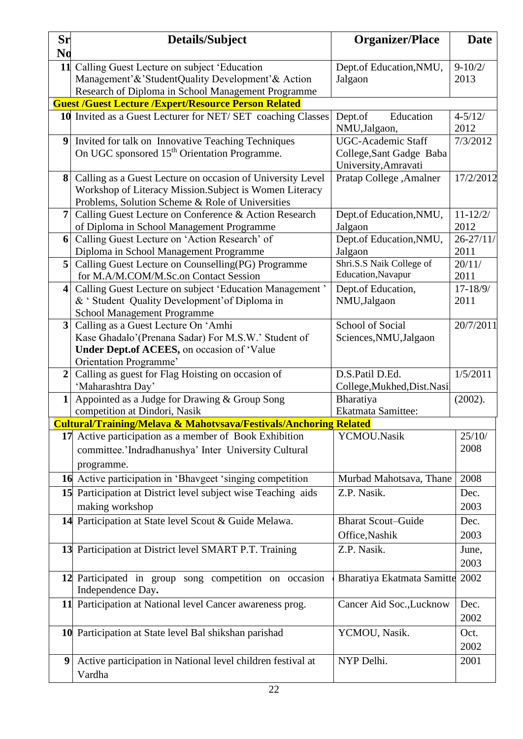| Sr No | Details/Subject | Organizer/Place | Date |
|---|---|---|---|
| 11 | Calling Guest Lecture on subject 'Education Management'&'StudentQuality Development'& Action Research of Diploma in School Management Programme | Dept.of Education,NMU, Jalgaon | 9-10/2/ 2013 |
| **Guest /Guest Lecture /Expert/Resource Person Related** | | | |
| 10 | Invited as a Guest Lecturer for NET/ SET coaching Classes | Dept.of Education NMU,Jalgaon, | 4-5/12/ 2012 |
| 9 | Invited for talk on Innovative Teaching Techniques On UGC sponsored 15th Orientation Programme. | UGC-Academic Staff College,Sant Gadge Baba University,Amravati | 7/3/2012 |
| 8 | Calling as a Guest Lecture on occasion of University Level Workshop of Literacy Mission.Subject is Women Literacy Problems, Solution Scheme & Role of Universities | Pratap College ,Amalner | 17/2/2012 |
| 7 | Calling Guest Lecture on Conference & Action Research of Diploma in School Management Programme | Dept.of Education,NMU, Jalgaon | 11-12/2/ 2012 |
| 6 | Calling Guest Lecture on 'Action Research' of Diploma in School Management Programme | Dept.of Education,NMU, Jalgaon | 26-27/11/ 2011 |
| 5 | Calling Guest Lecture on Counselling(PG) Programme for M.A/M.COM/M.Sc.on Contact Session | Shri.S.S Naik College of Education,Navapur | 20/11/ 2011 |
| 4 | Calling Guest Lecture on subject 'Education Management ' & ' Student Quality Development'of Diploma in School Management Programme | Dept.of Education, NMU,Jalgaon | 17-18/9/ 2011 |
| 3 | Calling as a Guest Lecture On 'Amhi Kase Ghadalo'(Prenana Sadar) For M.S.W.' Student of **Under Dept.of ACEES,** on occasion of 'Value Orientation Programme' | School of Social Sciences,NMU,Jalgaon | 20/7/2011 |
| 2 | Calling as guest for Flag Hoisting on occasion of 'Maharashtra Day' | D.S.Patil D.Ed. College,Mukhed,Dist.Nasik | 1/5/2011 |
| 1 | Appointed as a Judge for Drawing & Group Song competition at Dindori, Nasik | Bharatiya Ekatmata Samittee: | (2002). |
| **Cultural/Training/Melava & Mahotvsava/Festivals/Anchoring Related** | | | |
| 17 | Active participation as a member of Book Exhibition committee.'Indradhanushya' Inter University Cultural programme. | YCMOU.Nasik | 25/10/ 2008 |
| 16 | Active participation in 'Bhavgeet 'singing competition | Murbad Mahotsava, Thane | 2008 |
| 15 | Participation at District level subject wise Teaching aids making workshop | Z.P. Nasik. | Dec. 2003 |
| 14 | Participation at State level Scout & Guide Melawa. | Bharat Scout–Guide Office,Nashik | Dec. 2003 |
| 13 | Participation at District level SMART P.T. Training | Z.P. Nasik. | June, 2003 |
| 12 | Participated in group song competition on occasion Independence Day**.** | Bharatiya Ekatmata Samitte | 2002 |
| 11 | Participation at National level Cancer awareness prog. | Cancer Aid Soc.,Lucknow | Dec. 2002 |
| 10 | Participation at State level Bal shikshan parishad | YCMOU, Nasik. | Oct. 2002 |
| 9 | Active participation in National level children festival at Vardha | NYP Delhi. | 2001 |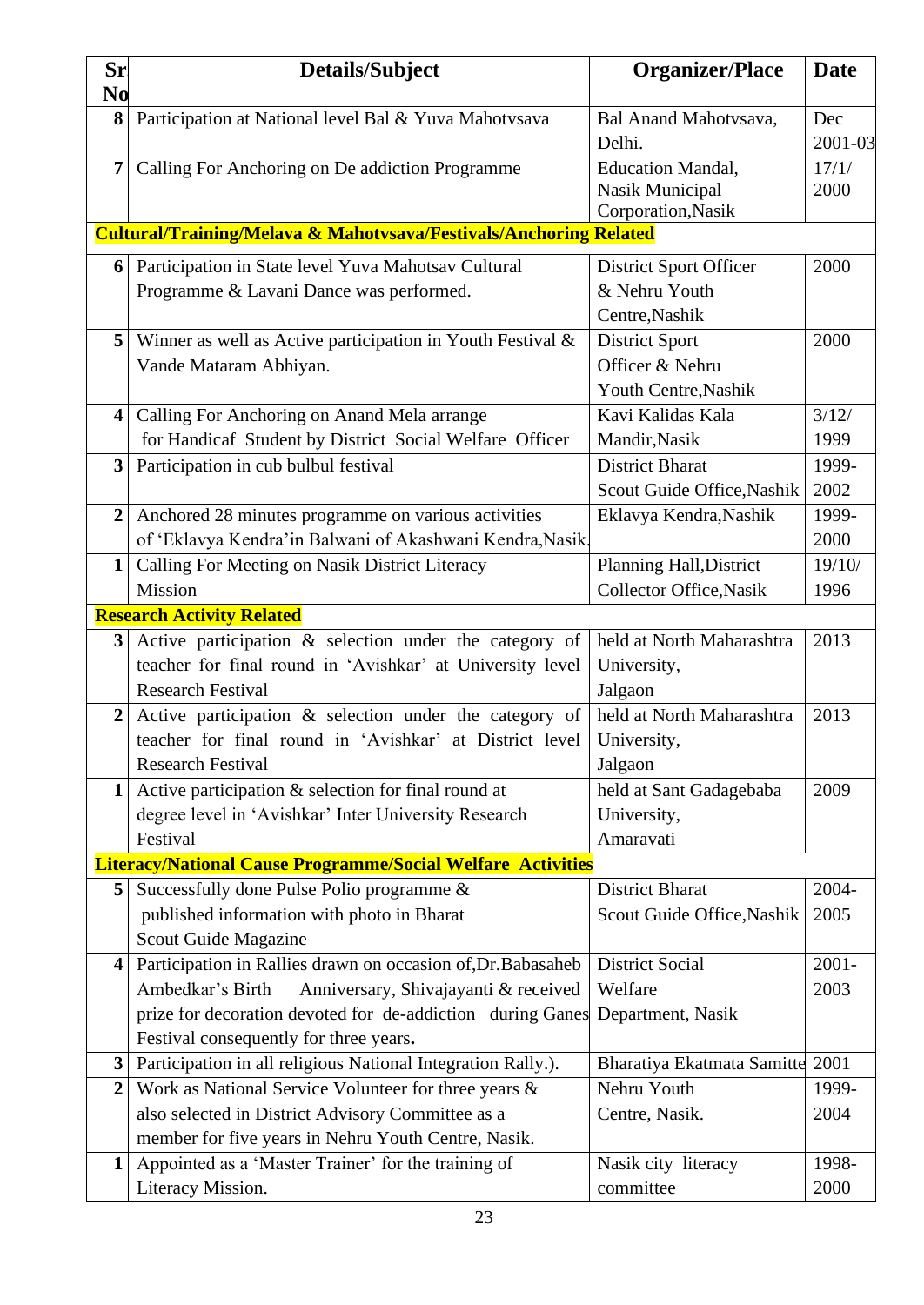| Sr No | Details/Subject | Organizer/Place | Date |
|---|---|---|---|
| 8 | Participation at National level Bal & Yuva Mahotvsava | Bal Anand Mahotvsava, Delhi. | Dec 2001-03 |
| 7 | Calling For Anchoring on De addiction Programme | Education Mandal, Nasik Municipal Corporation,Nasik | 17/1/ 2000 |
| **Cultural/Training/Melava & Mahotvsava/Festivals/Anchoring Related** | | | |
| 6 | Participation in State level Yuva Mahotsav Cultural Programme & Lavani Dance was performed. | District Sport Officer & Nehru Youth Centre,Nashik | 2000 |
| 5 | Winner as well as Active participation in Youth Festival & Vande Mataram Abhiyan. | District Sport Officer & Nehru Youth Centre,Nashik | 2000 |
| 4 | Calling For Anchoring on Anand Mela arrange for Handicaf Student by District Social Welfare Officer | Kavi Kalidas Kala Mandir,Nasik | 3/12/ 1999 |
| 3 | Participation in cub bulbul festival | District Bharat Scout Guide Office,Nashik | 1999-2002 |
| 2 | Anchored 28 minutes programme on various activities of 'Eklavya Kendra'in Balwani of Akashwani Kendra,Nasik. | Eklavya Kendra,Nashik | 1999-2000 |
| 1 | Calling For Meeting on Nasik District Literacy Mission | Planning Hall,District Collector Office,Nasik | 19/10/ 1996 |
| **Research Activity Related** | | | |
| 3 | Active participation & selection under the category of teacher for final round in 'Avishkar' at University level Research Festival | held at North Maharashtra University, Jalgaon | 2013 |
| 2 | Active participation & selection under the category of teacher for final round in 'Avishkar' at District level Research Festival | held at North Maharashtra University, Jalgaon | 2013 |
| 1 | Active participation & selection for final round at degree level in 'Avishkar' Inter University Research Festival | held at Sant Gadagebaba University, Amaravati | 2009 |
| **Literacy/National Cause Programme/Social Welfare Activities** | | | |
| 5 | Successfully done Pulse Polio programme & published information with photo in Bharat Scout Guide Magazine | District Bharat Scout Guide Office,Nashik | 2004-2005 |
| 4 | Participation in Rallies drawn on occasion of,Dr.Babasaheb Ambedkar's Birth Anniversary, Shivajayanti & received prize for decoration devoted for de-addiction during Ganes Festival consequently for three years. | District Social Welfare Department, Nasik | 2001-2003 |
| 3 | Participation in all religious National Integration Rally.). | Bharatiya Ekatmata Samitte | 2001 |
| 2 | Work as National Service Volunteer for three years & also selected in District Advisory Committee as a member for five years in Nehru Youth Centre, Nasik. | Nehru Youth Centre, Nasik. | 1999-2004 |
| 1 | Appointed as a 'Master Trainer' for the training of Literacy Mission. | Nasik city literacy committee | 1998-2000 |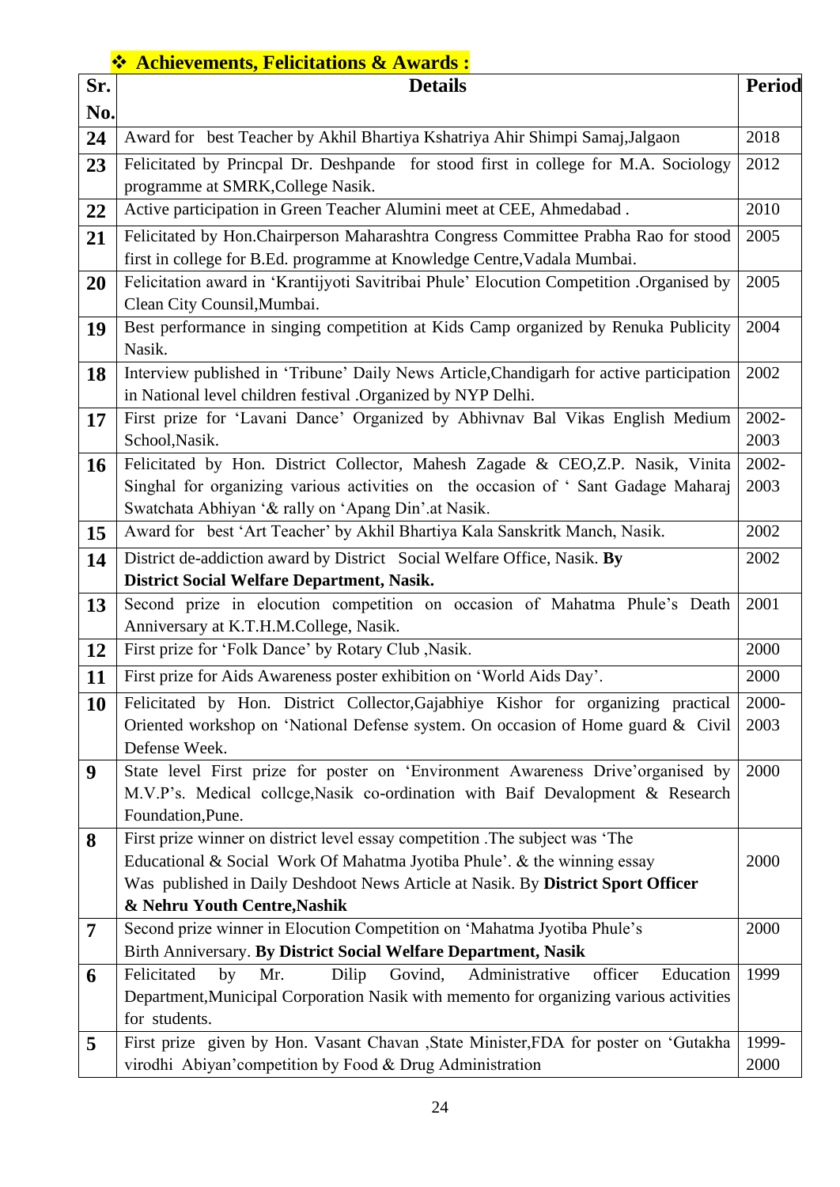## ❖ Achievements, Felicitations & Awards :

| Sr. No. | Details | Period |
|---|---|---|
| **24** | Award for best Teacher by Akhil Bhartiya Kshatriya Ahir Shimpi Samaj,Jalgaon | 2018 |
| **23** | Felicitated by Princpal Dr. Deshpande for stood first in college for M.A. Sociology programme at SMRK,College Nasik. | 2012 |
| **22** | Active participation in Green Teacher Alumini meet at CEE, Ahmedabad . | 2010 |
| **21** | Felicitated by Hon.Chairperson Maharashtra Congress Committee Prabha Rao for stood first in college for B.Ed. programme at Knowledge Centre,Vadala Mumbai. | 2005 |
| **20** | Felicitation award in 'Krantijyoti Savitribai Phule' Elocution Competition .Organised by Clean City Counsil,Mumbai. | 2005 |
| **19** | Best performance in singing competition at Kids Camp organized by Renuka Publicity Nasik. | 2004 |
| **18** | Interview published in 'Tribune' Daily News Article,Chandigarh for active participation in National level children festival .Organized by NYP Delhi. | 2002 |
| **17** | First prize for 'Lavani Dance' Organized by Abhivnav Bal Vikas English Medium School,Nasik. | 2002-2003 |
| **16** | Felicitated by Hon. District Collector, Mahesh Zagade & CEO,Z.P. Nasik, Vinita Singhal for organizing various activities on the occasion of ' Sant Gadage Maharaj Swatchata Abhiyan '& rally on 'Apang Din'.at Nasik. | 2002-2003 |
| **15** | Award for best 'Art Teacher' by Akhil Bhartiya Kala Sanskritk Manch, Nasik. | 2002 |
| **14** | District de-addiction award by District Social Welfare Office, Nasik. **By District Social Welfare Department, Nasik.** | 2002 |
| **13** | Second prize in elocution competition on occasion of Mahatma Phule's Death Anniversary at K.T.H.M.College, Nasik. | 2001 |
| **12** | First prize for 'Folk Dance' by Rotary Club ,Nasik. | 2000 |
| **11** | First prize for Aids Awareness poster exhibition on 'World Aids Day'. | 2000 |
| **10** | Felicitated by Hon. District Collector,Gajabhiye Kishor for organizing practical Oriented workshop on 'National Defense system. On occasion of Home guard & Civil Defense Week. | 2000-2003 |
| **9** | State level First prize for poster on 'Environment Awareness Drive'organised by M.V.P's. Medical collcge,Nasik co-ordination with Baif Davelopment & Research Foundation,Pune. | 2000 |
| **8** | First prize winner on district level essay competition .The subject was 'The Educational & Social Work Of Mahatma Jyotiba Phule'. & the winning essay Was published in Daily Deshdoot News Article at Nasik. By **District Sport Officer & Nehru Youth Centre,Nashik** | 2000 |
| **7** | Second prize winner in Elocution Competition on 'Mahatma Jyotiba Phule's Birth Anniversary. **By District Social Welfare Department, Nasik** | 2000 |
| **6** | Felicitated by Mr. Dilip Govind, Administrative officer Education Department,Municipal Corporation Nasik with memento for organizing various activities for students. | 1999 |
| **5** | First prize given by Hon. Vasant Chavan ,State Minister,FDA for poster on 'Gutakha virodhi Abiyan'competition by Food & Drug Administration | 1999-2000 |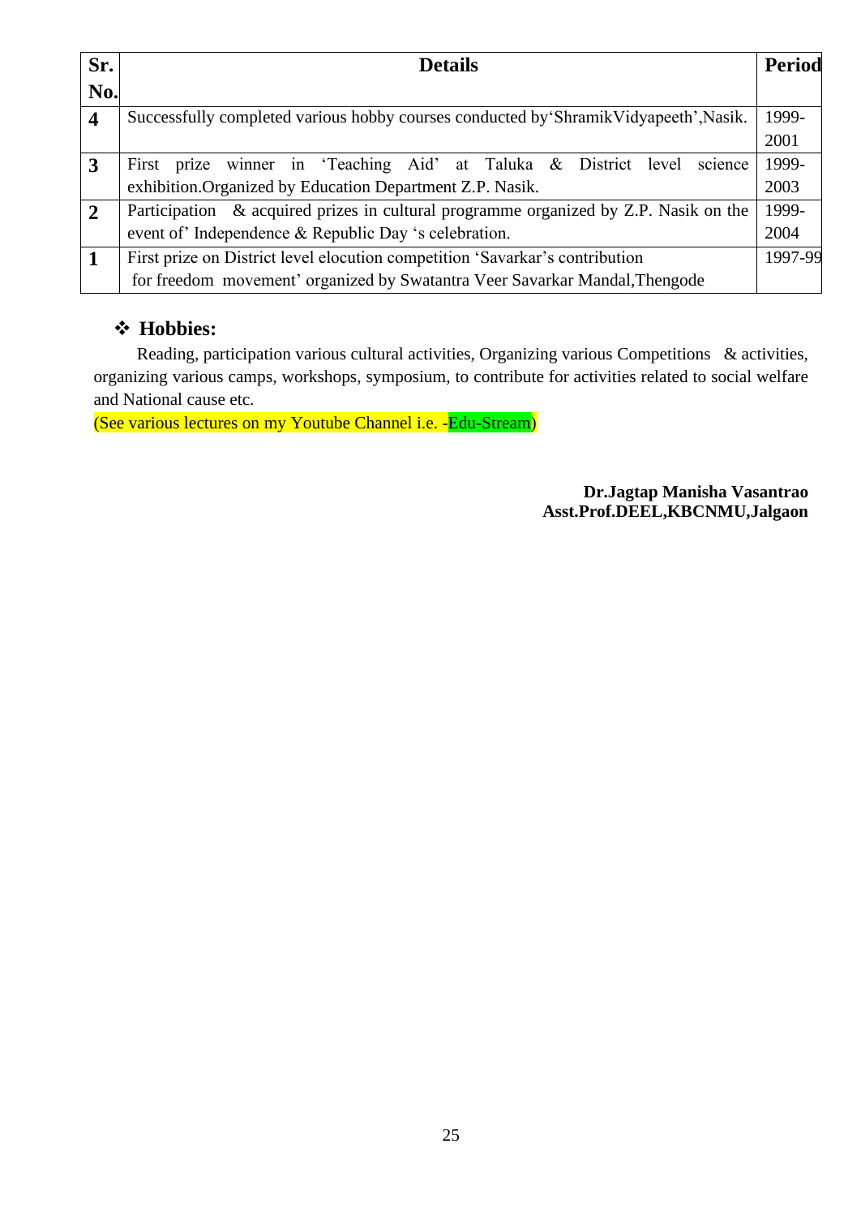| Sr. No. | Details | Period |
|---|---|---|
| 4 | Successfully completed various hobby courses conducted by'ShramikVidyapeeth',Nasik. | 1999-2001 |
| 3 | First prize winner in 'Teaching Aid' at Taluka & District level science exhibition.Organized by Education Department Z.P. Nasik. | 1999-2003 |
| 2 | Participation & acquired prizes in cultural programme organized by Z.P. Nasik on the event of' Independence & Republic Day 's celebration. | 1999-2004 |
| 1 | First prize on District level elocution competition 'Savarkar's contribution for freedom movement' organized by Swatantra Veer Savarkar Mandal,Thengode | 1997-99 |

- **Hobbies:**

Reading, participation various cultural activities, Organizing various Competitions & activities, organizing various camps, workshops, symposium, to contribute for activities related to social welfare and National cause etc.

(See various lectures on my Youtube Channel i.e. -Edu-Stream)

**Dr.Jagtap Manisha Vasantrao**
**Asst.Prof.DEEL,KBCNMU,Jalgaon**